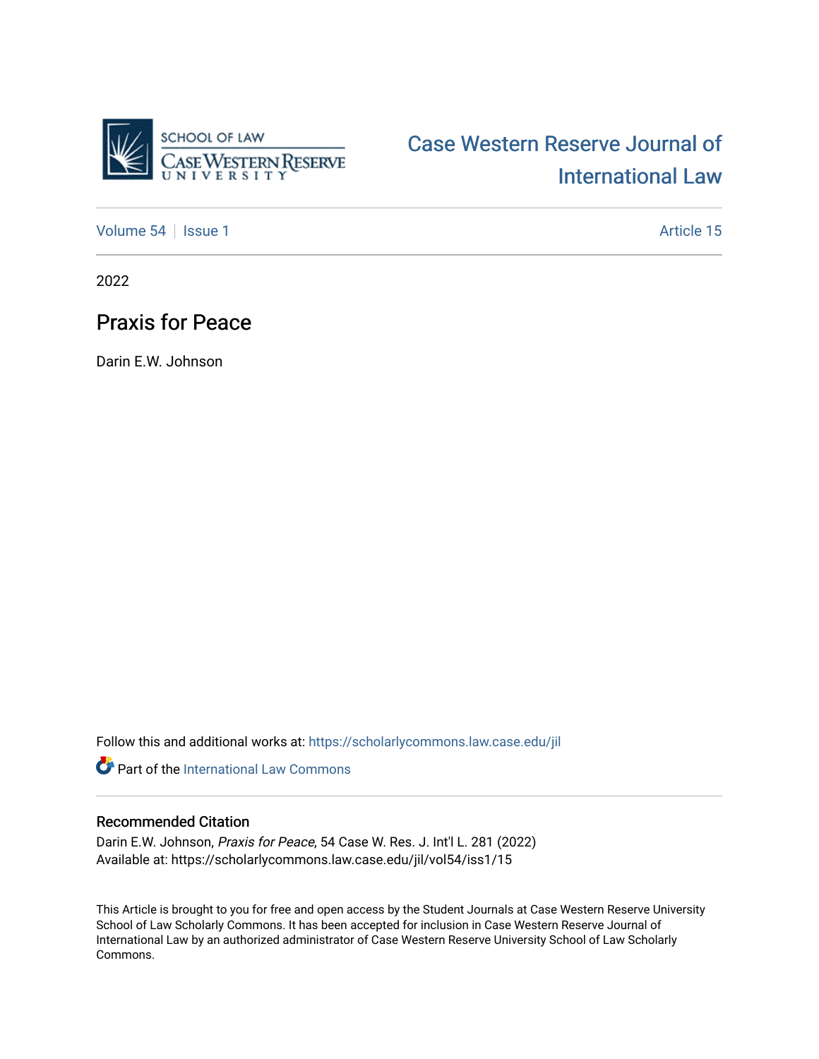SCHOOL OF LAW
CASE WESTERN RESERVE UNIVERSITY

# Case Western Reserve Journal of International Law

Volume 54 | Issue 1 | Article 15

2022

## Praxis for Peace

Darin E.W. Johnson

Follow this and additional works at: https://scholarlycommons.law.case.edu/jil

Part of the International Law Commons

### Recommended Citation

Darin E.W. Johnson, *Praxis for Peace*, 54 Case W. Res. J. Int'l L. 281 (2022)
Available at: https://scholarlycommons.law.case.edu/jil/vol54/iss1/15

This Article is brought to you for free and open access by the Student Journals at Case Western Reserve University School of Law Scholarly Commons. It has been accepted for inclusion in Case Western Reserve Journal of International Law by an authorized administrator of Case Western Reserve University School of Law Scholarly Commons.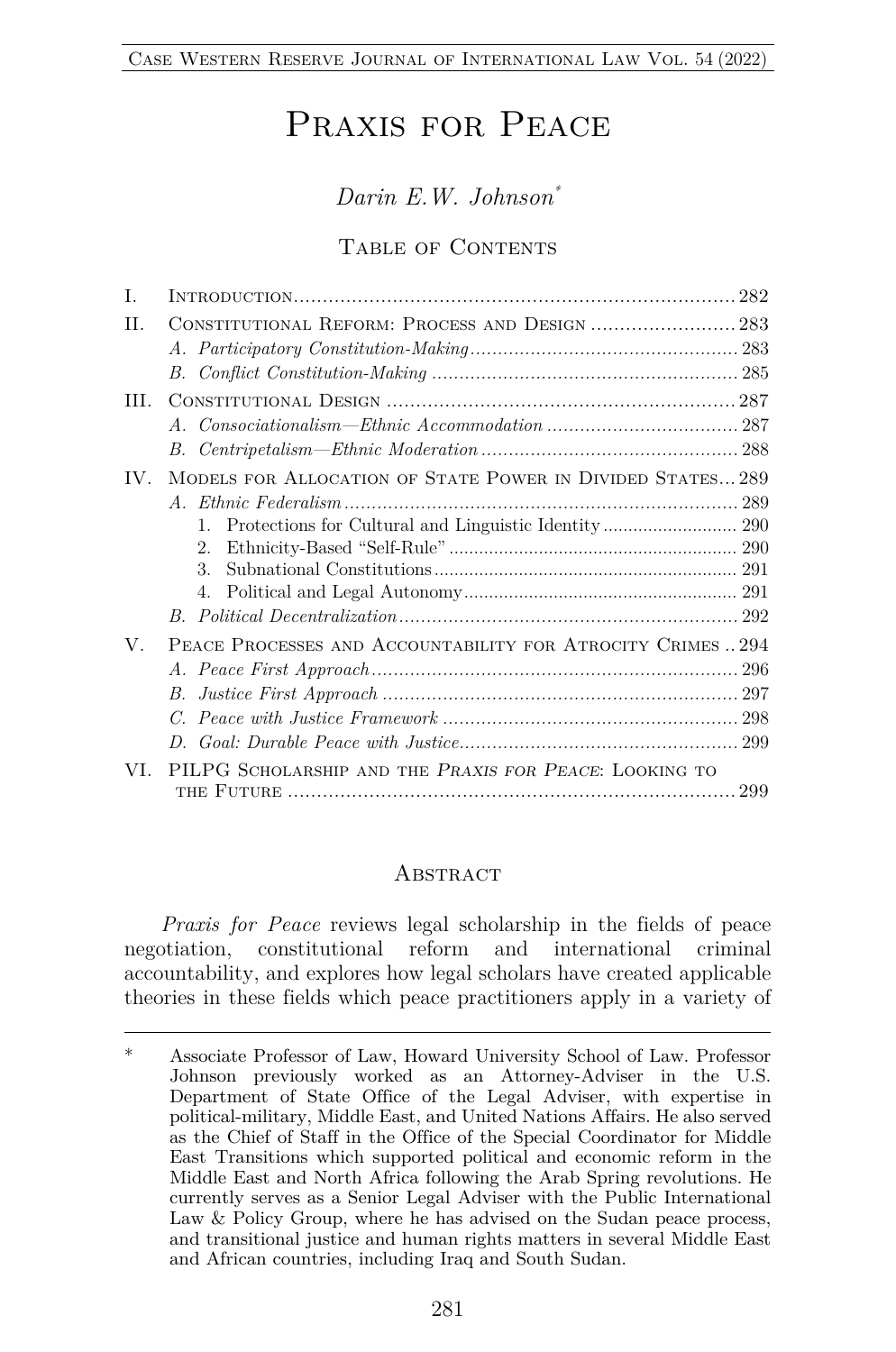# Praxis for Peace

*Darin E.W. Johnson*[*]

Table of Contents

| | | |
|---|---|---|
| I. | Introduction | 282 |
| II. | Constitutional Reform: Process and Design | 283 |
| | *A. Participatory Constitution-Making* | 283 |
| | *B. Conflict Constitution-Making* | 285 |
| III. | Constitutional Design | 287 |
| | *A. Consociationalism—Ethnic Accommodation* | 287 |
| | *B. Centripetalism—Ethnic Moderation* | 288 |
| IV. | Models for Allocation of State Power in Divided States | 289 |
| | *A. Ethnic Federalism* | 289 |
| | 1. Protections for Cultural and Linguistic Identity | 290 |
| | 2. Ethnicity-Based "Self-Rule" | 290 |
| | 3. Subnational Constitutions | 291 |
| | 4. Political and Legal Autonomy | 291 |
| | *B. Political Decentralization* | 292 |
| V. | Peace Processes and Accountability for Atrocity Crimes | 294 |
| | *A. Peace First Approach* | 296 |
| | *B. Justice First Approach* | 297 |
| | *C. Peace with Justice Framework* | 298 |
| | *D. Goal: Durable Peace with Justice* | 299 |
| VI. | PILPG Scholarship and the *Praxis for Peace*: Looking to the Future | 299 |

## Abstract

*Praxis for Peace* reviews legal scholarship in the fields of peace negotiation, constitutional reform and international criminal accountability, and explores how legal scholars have created applicable theories in these fields which peace practitioners apply in a variety of

---

[*] Associate Professor of Law, Howard University School of Law. Professor Johnson previously worked as an Attorney-Adviser in the U.S. Department of State Office of the Legal Adviser, with expertise in political-military, Middle East, and United Nations Affairs. He also served as the Chief of Staff in the Office of the Special Coordinator for Middle East Transitions which supported political and economic reform in the Middle East and North Africa following the Arab Spring revolutions. He currently serves as a Senior Legal Adviser with the Public International Law & Policy Group, where he has advised on the Sudan peace process, and transitional justice and human rights matters in several Middle East and African countries, including Iraq and South Sudan.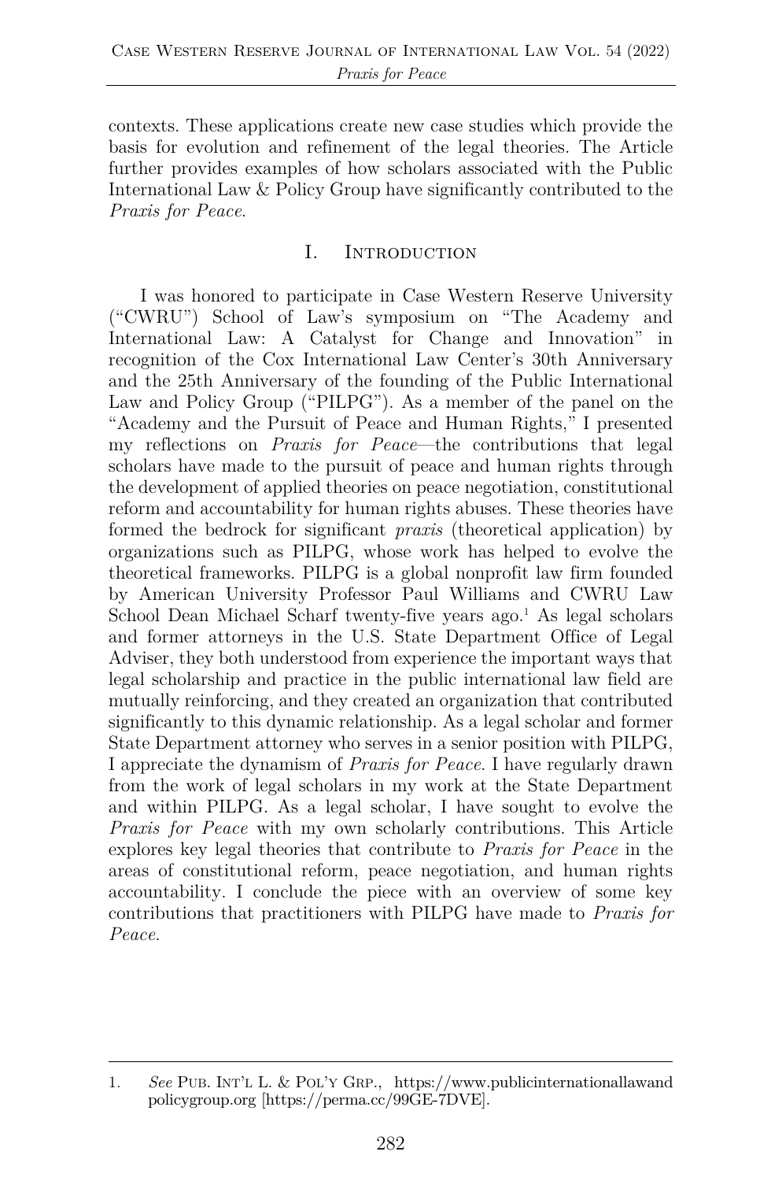contexts. These applications create new case studies which provide the basis for evolution and refinement of the legal theories. The Article further provides examples of how scholars associated with the Public International Law & Policy Group have significantly contributed to the *Praxis for Peace*.

## I. Introduction

I was honored to participate in Case Western Reserve University ("CWRU") School of Law's symposium on "The Academy and International Law: A Catalyst for Change and Innovation" in recognition of the Cox International Law Center's 30th Anniversary and the 25th Anniversary of the founding of the Public International Law and Policy Group ("PILPG"). As a member of the panel on the "Academy and the Pursuit of Peace and Human Rights," I presented my reflections on *Praxis for Peace*—the contributions that legal scholars have made to the pursuit of peace and human rights through the development of applied theories on peace negotiation, constitutional reform and accountability for human rights abuses. These theories have formed the bedrock for significant *praxis* (theoretical application) by organizations such as PILPG, whose work has helped to evolve the theoretical frameworks. PILPG is a global nonprofit law firm founded by American University Professor Paul Williams and CWRU Law School Dean Michael Scharf twenty-five years ago.[1] As legal scholars and former attorneys in the U.S. State Department Office of Legal Adviser, they both understood from experience the important ways that legal scholarship and practice in the public international law field are mutually reinforcing, and they created an organization that contributed significantly to this dynamic relationship. As a legal scholar and former State Department attorney who serves in a senior position with PILPG, I appreciate the dynamism of *Praxis for Peace*. I have regularly drawn from the work of legal scholars in my work at the State Department and within PILPG. As a legal scholar, I have sought to evolve the *Praxis for Peace* with my own scholarly contributions. This Article explores key legal theories that contribute to *Praxis for Peace* in the areas of constitutional reform, peace negotiation, and human rights accountability. I conclude the piece with an overview of some key contributions that practitioners with PILPG have made to *Praxis for Peace*.

---

1. *See* Pub. Int'l L. & Pol'y Grp., https://www.publicinternationallawandpolicygroup.org [https://perma.cc/99GE-7DVE].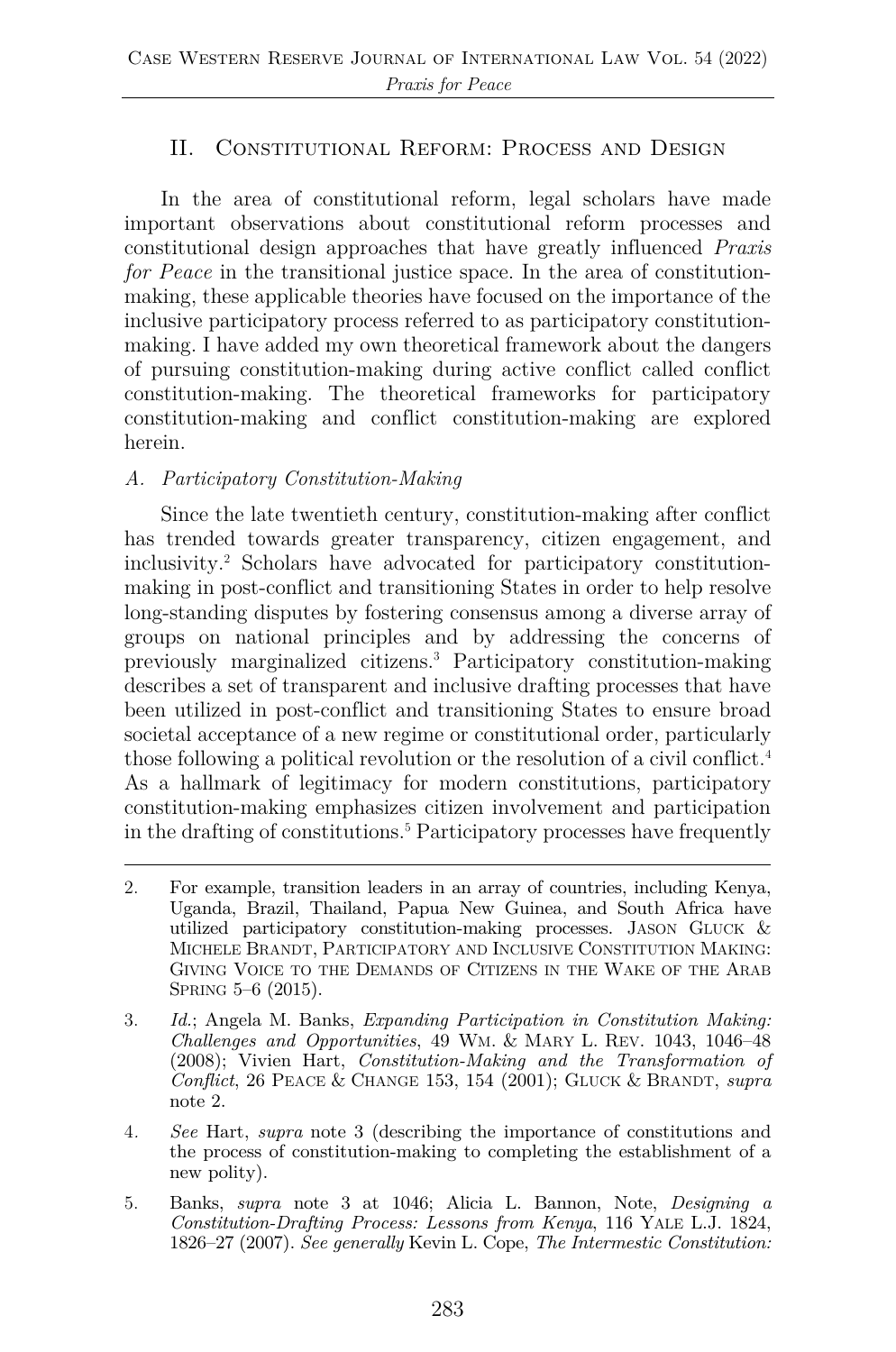## II. Constitutional Reform: Process and Design

In the area of constitutional reform, legal scholars have made important observations about constitutional reform processes and constitutional design approaches that have greatly influenced *Praxis for Peace* in the transitional justice space. In the area of constitution-making, these applicable theories have focused on the importance of the inclusive participatory process referred to as participatory constitution-making. I have added my own theoretical framework about the dangers of pursuing constitution-making during active conflict called conflict constitution-making. The theoretical frameworks for participatory constitution-making and conflict constitution-making are explored herein.

### *A. Participatory Constitution-Making*

Since the late twentieth century, constitution-making after conflict has trended towards greater transparency, citizen engagement, and inclusivity.[2] Scholars have advocated for participatory constitution-making in post-conflict and transitioning States in order to help resolve long-standing disputes by fostering consensus among a diverse array of groups on national principles and by addressing the concerns of previously marginalized citizens.[3] Participatory constitution-making describes a set of transparent and inclusive drafting processes that have been utilized in post-conflict and transitioning States to ensure broad societal acceptance of a new regime or constitutional order, particularly those following a political revolution or the resolution of a civil conflict.[4] As a hallmark of legitimacy for modern constitutions, participatory constitution-making emphasizes citizen involvement and participation in the drafting of constitutions.[5] Participatory processes have frequently

---

2. For example, transition leaders in an array of countries, including Kenya, Uganda, Brazil, Thailand, Papua New Guinea, and South Africa have utilized participatory constitution-making processes. Jason Gluck & Michele Brandt, Participatory and Inclusive Constitution Making: Giving Voice to the Demands of Citizens in the Wake of the Arab Spring 5–6 (2015).

3. *Id.*; Angela M. Banks, *Expanding Participation in Constitution Making: Challenges and Opportunities*, 49 Wm. & Mary L. Rev. 1043, 1046–48 (2008); Vivien Hart, *Constitution-Making and the Transformation of Conflict*, 26 Peace & Change 153, 154 (2001); Gluck & Brandt, *supra* note 2.

4. *See* Hart, *supra* note 3 (describing the importance of constitutions and the process of constitution-making to completing the establishment of a new polity).

5. Banks, *supra* note 3 at 1046; Alicia L. Bannon, Note, *Designing a Constitution-Drafting Process: Lessons from Kenya*, 116 Yale L.J. 1824, 1826–27 (2007). *See generally* Kevin L. Cope, *The Intermestic Constitution:*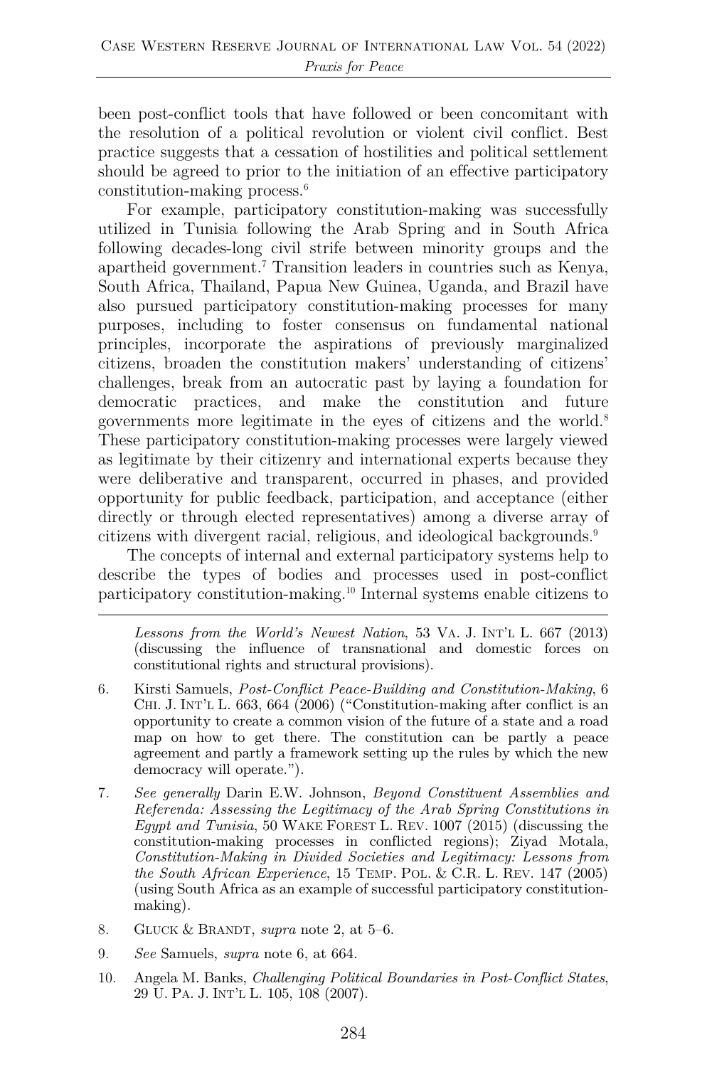been post-conflict tools that have followed or been concomitant with the resolution of a political revolution or violent civil conflict. Best practice suggests that a cessation of hostilities and political settlement should be agreed to prior to the initiation of an effective participatory constitution-making process.[6]

For example, participatory constitution-making was successfully utilized in Tunisia following the Arab Spring and in South Africa following decades-long civil strife between minority groups and the apartheid government.[7] Transition leaders in countries such as Kenya, South Africa, Thailand, Papua New Guinea, Uganda, and Brazil have also pursued participatory constitution-making processes for many purposes, including to foster consensus on fundamental national principles, incorporate the aspirations of previously marginalized citizens, broaden the constitution makers' understanding of citizens' challenges, break from an autocratic past by laying a foundation for democratic practices, and make the constitution and future governments more legitimate in the eyes of citizens and the world.[8] These participatory constitution-making processes were largely viewed as legitimate by their citizenry and international experts because they were deliberative and transparent, occurred in phases, and provided opportunity for public feedback, participation, and acceptance (either directly or through elected representatives) among a diverse array of citizens with divergent racial, religious, and ideological backgrounds.[9]

The concepts of internal and external participatory systems help to describe the types of bodies and processes used in post-conflict participatory constitution-making.[10] Internal systems enable citizens to

---

*Lessons from the World's Newest Nation*, 53 VA. J. INT'L L. 667 (2013) (discussing the influence of transnational and domestic forces on constitutional rights and structural provisions).

6. Kirsti Samuels, *Post-Conflict Peace-Building and Constitution-Making*, 6 CHI. J. INT'L L. 663, 664 (2006) ("Constitution-making after conflict is an opportunity to create a common vision of the future of a state and a road map on how to get there. The constitution can be partly a peace agreement and partly a framework setting up the rules by which the new democracy will operate.").

7. *See generally* Darin E.W. Johnson, *Beyond Constituent Assemblies and Referenda: Assessing the Legitimacy of the Arab Spring Constitutions in Egypt and Tunisia*, 50 WAKE FOREST L. REV. 1007 (2015) (discussing the constitution-making processes in conflicted regions); Ziyad Motala, *Constitution-Making in Divided Societies and Legitimacy: Lessons from the South African Experience*, 15 TEMP. POL. & C.R. L. REV. 147 (2005) (using South Africa as an example of successful participatory constitution-making).

8. GLUCK & BRANDT, *supra* note 2, at 5–6.

9. *See* Samuels, *supra* note 6, at 664.

10. Angela M. Banks, *Challenging Political Boundaries in Post-Conflict States*, 29 U. PA. J. INT'L L. 105, 108 (2007).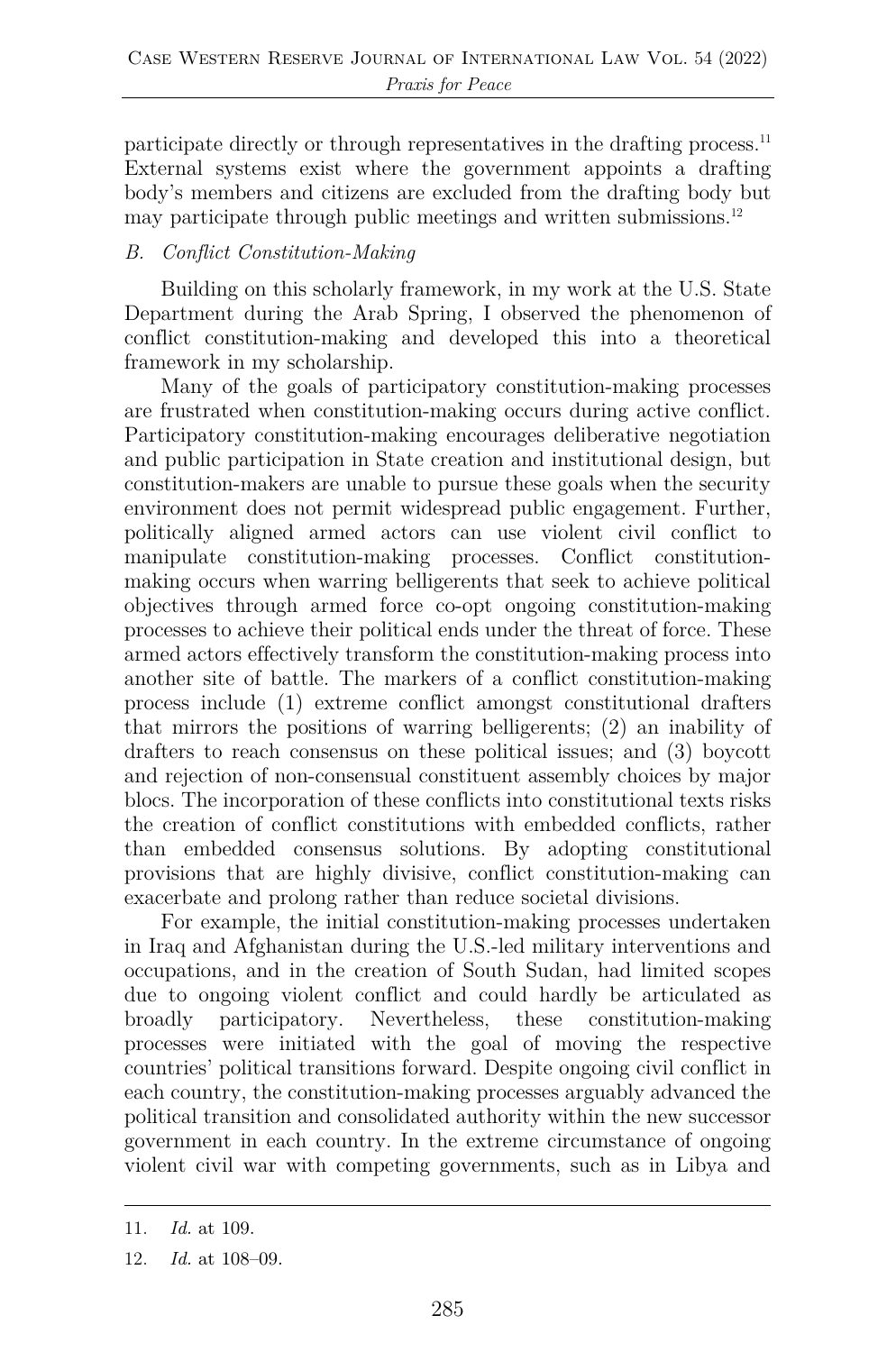participate directly or through representatives in the drafting process.[11] External systems exist where the government appoints a drafting body's members and citizens are excluded from the drafting body but may participate through public meetings and written submissions.[12]

### *B. Conflict Constitution-Making*

Building on this scholarly framework, in my work at the U.S. State Department during the Arab Spring, I observed the phenomenon of conflict constitution-making and developed this into a theoretical framework in my scholarship.

Many of the goals of participatory constitution-making processes are frustrated when constitution-making occurs during active conflict. Participatory constitution-making encourages deliberative negotiation and public participation in State creation and institutional design, but constitution-makers are unable to pursue these goals when the security environment does not permit widespread public engagement. Further, politically aligned armed actors can use violent civil conflict to manipulate constitution-making processes. Conflict constitution-making occurs when warring belligerents that seek to achieve political objectives through armed force co-opt ongoing constitution-making processes to achieve their political ends under the threat of force. These armed actors effectively transform the constitution-making process into another site of battle. The markers of a conflict constitution-making process include (1) extreme conflict amongst constitutional drafters that mirrors the positions of warring belligerents; (2) an inability of drafters to reach consensus on these political issues; and (3) boycott and rejection of non-consensual constituent assembly choices by major blocs. The incorporation of these conflicts into constitutional texts risks the creation of conflict constitutions with embedded conflicts, rather than embedded consensus solutions. By adopting constitutional provisions that are highly divisive, conflict constitution-making can exacerbate and prolong rather than reduce societal divisions.

For example, the initial constitution-making processes undertaken in Iraq and Afghanistan during the U.S.-led military interventions and occupations, and in the creation of South Sudan, had limited scopes due to ongoing violent conflict and could hardly be articulated as broadly participatory. Nevertheless, these constitution-making processes were initiated with the goal of moving the respective countries' political transitions forward. Despite ongoing civil conflict in each country, the constitution-making processes arguably advanced the political transition and consolidated authority within the new successor government in each country. In the extreme circumstance of ongoing violent civil war with competing governments, such as in Libya and

---

11. *Id.* at 109.

12. *Id.* at 108–09.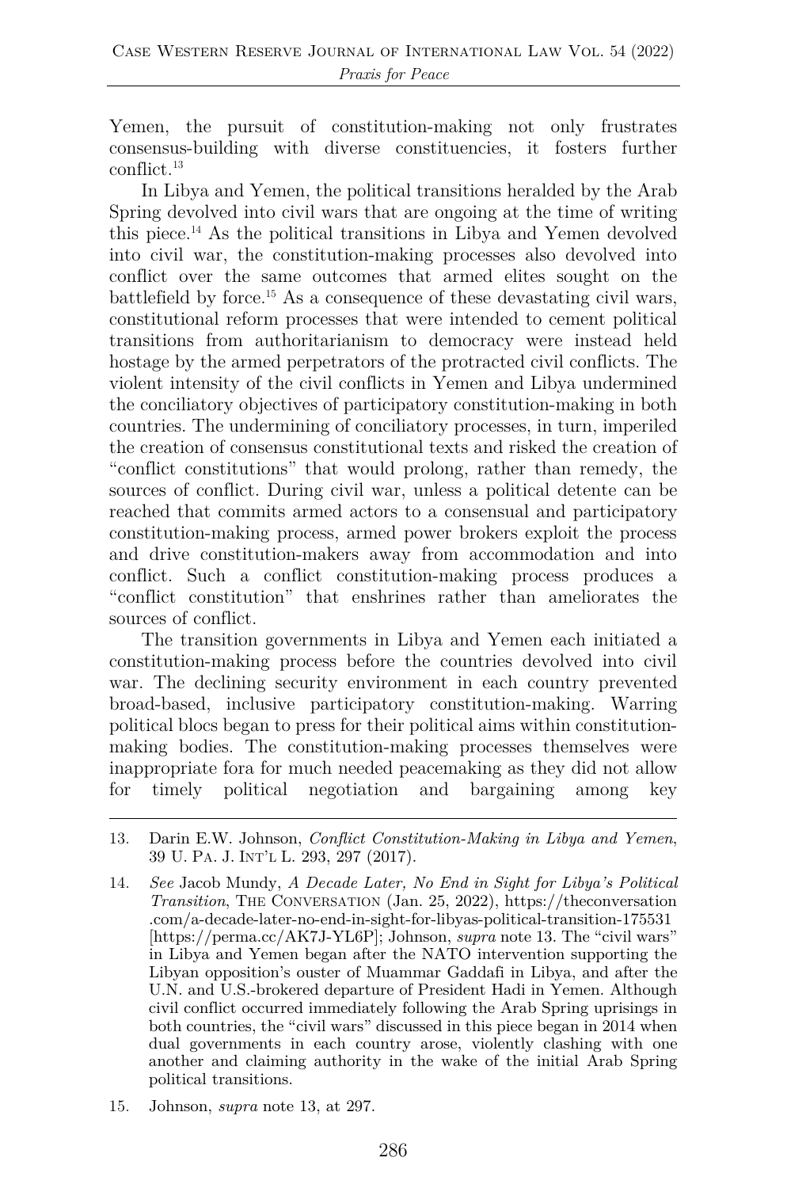Yemen, the pursuit of constitution-making not only frustrates consensus-building with diverse constituencies, it fosters further conflict.[13]

In Libya and Yemen, the political transitions heralded by the Arab Spring devolved into civil wars that are ongoing at the time of writing this piece.[14] As the political transitions in Libya and Yemen devolved into civil war, the constitution-making processes also devolved into conflict over the same outcomes that armed elites sought on the battlefield by force.[15] As a consequence of these devastating civil wars, constitutional reform processes that were intended to cement political transitions from authoritarianism to democracy were instead held hostage by the armed perpetrators of the protracted civil conflicts. The violent intensity of the civil conflicts in Yemen and Libya undermined the conciliatory objectives of participatory constitution-making in both countries. The undermining of conciliatory processes, in turn, imperiled the creation of consensus constitutional texts and risked the creation of "conflict constitutions" that would prolong, rather than remedy, the sources of conflict. During civil war, unless a political detente can be reached that commits armed actors to a consensual and participatory constitution-making process, armed power brokers exploit the process and drive constitution-makers away from accommodation and into conflict. Such a conflict constitution-making process produces a "conflict constitution" that enshrines rather than ameliorates the sources of conflict.

The transition governments in Libya and Yemen each initiated a constitution-making process before the countries devolved into civil war. The declining security environment in each country prevented broad-based, inclusive participatory constitution-making. Warring political blocs began to press for their political aims within constitution-making bodies. The constitution-making processes themselves were inappropriate fora for much needed peacemaking as they did not allow for timely political negotiation and bargaining among key

---

13. Darin E.W. Johnson, *Conflict Constitution-Making in Libya and Yemen*, 39 U. PA. J. INT'L L. 293, 297 (2017).

14. *See* Jacob Mundy, *A Decade Later, No End in Sight for Libya's Political Transition*, THE CONVERSATION (Jan. 25, 2022), https://theconversation.com/a-decade-later-no-end-in-sight-for-libyas-political-transition-175531 [https://perma.cc/AK7J-YL6P]; Johnson, *supra* note 13. The "civil wars" in Libya and Yemen began after the NATO intervention supporting the Libyan opposition's ouster of Muammar Gaddafi in Libya, and after the U.N. and U.S.-brokered departure of President Hadi in Yemen. Although civil conflict occurred immediately following the Arab Spring uprisings in both countries, the "civil wars" discussed in this piece began in 2014 when dual governments in each country arose, violently clashing with one another and claiming authority in the wake of the initial Arab Spring political transitions.

15. Johnson, *supra* note 13, at 297.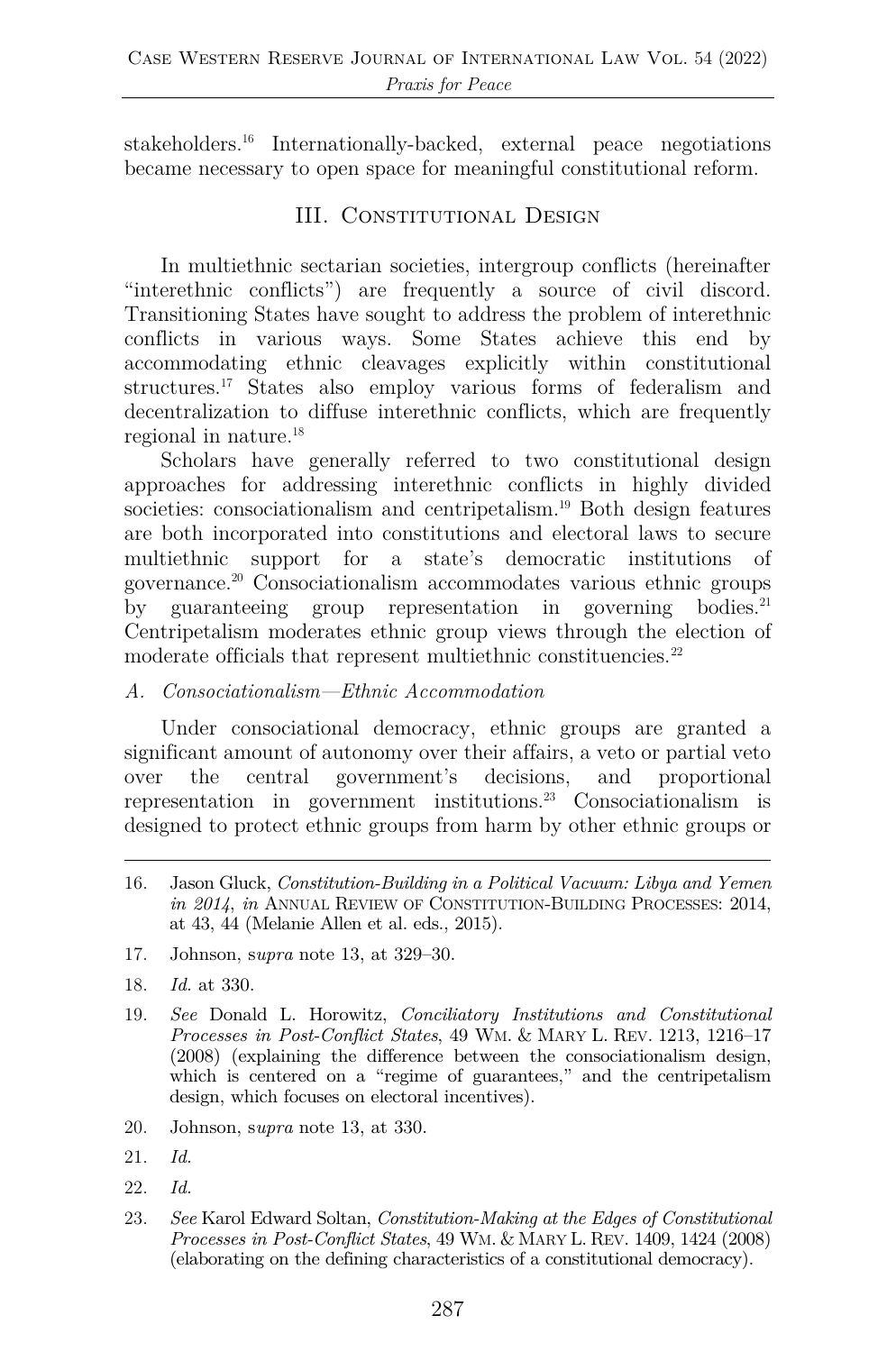stakeholders.[16] Internationally-backed, external peace negotiations became necessary to open space for meaningful constitutional reform.

## III. Constitutional Design

In multiethnic sectarian societies, intergroup conflicts (hereinafter "interethnic conflicts") are frequently a source of civil discord. Transitioning States have sought to address the problem of interethnic conflicts in various ways. Some States achieve this end by accommodating ethnic cleavages explicitly within constitutional structures.[17] States also employ various forms of federalism and decentralization to diffuse interethnic conflicts, which are frequently regional in nature.[18]

Scholars have generally referred to two constitutional design approaches for addressing interethnic conflicts in highly divided societies: consociationalism and centripetalism.[19] Both design features are both incorporated into constitutions and electoral laws to secure multiethnic support for a state's democratic institutions of governance.[20] Consociationalism accommodates various ethnic groups by guaranteeing group representation in governing bodies.[21] Centripetalism moderates ethnic group views through the election of moderate officials that represent multiethnic constituencies.[22]

### *A. Consociationalism—Ethnic Accommodation*

Under consociational democracy, ethnic groups are granted a significant amount of autonomy over their affairs, a veto or partial veto over the central government's decisions, and proportional representation in government institutions.[23] Consociationalism is designed to protect ethnic groups from harm by other ethnic groups or

---

16. Jason Gluck, *Constitution-Building in a Political Vacuum: Libya and Yemen in 2014*, *in* Annual Review of Constitution-Building Processes: 2014, at 43, 44 (Melanie Allen et al. eds., 2015).

17. Johnson, s*upra* note 13, at 329–30.

18. *Id.* at 330.

19. *See* Donald L. Horowitz, *Conciliatory Institutions and Constitutional Processes in Post-Conflict States*, 49 Wm. & Mary L. Rev. 1213, 1216–17 (2008) (explaining the difference between the consociationalism design, which is centered on a "regime of guarantees," and the centripetalism design, which focuses on electoral incentives).

20. Johnson, s*upra* note 13, at 330.

21. *Id.*

22. *Id.*

23. *See* Karol Edward Soltan, *Constitution-Making at the Edges of Constitutional Processes in Post-Conflict States*, 49 Wm. & Mary L. Rev. 1409, 1424 (2008) (elaborating on the defining characteristics of a constitutional democracy).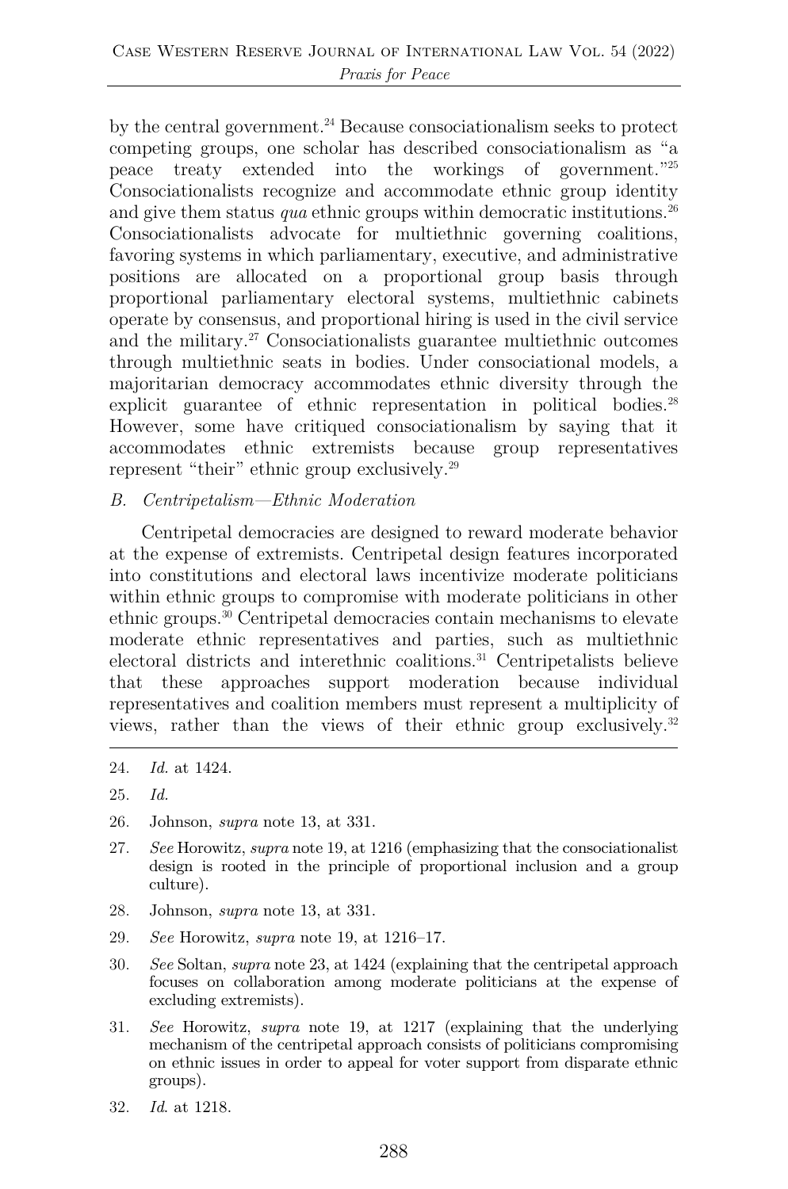by the central government.[24] Because consociationalism seeks to protect competing groups, one scholar has described consociationalism as "a peace treaty extended into the workings of government."[25] Consociationalists recognize and accommodate ethnic group identity and give them status *qua* ethnic groups within democratic institutions.[26] Consociationalists advocate for multiethnic governing coalitions, favoring systems in which parliamentary, executive, and administrative positions are allocated on a proportional group basis through proportional parliamentary electoral systems, multiethnic cabinets operate by consensus, and proportional hiring is used in the civil service and the military.[27] Consociationalists guarantee multiethnic outcomes through multiethnic seats in bodies. Under consociational models, a majoritarian democracy accommodates ethnic diversity through the explicit guarantee of ethnic representation in political bodies.[28] However, some have critiqued consociationalism by saying that it accommodates ethnic extremists because group representatives represent "their" ethnic group exclusively.[29]

### *B. Centripetalism—Ethnic Moderation*

Centripetal democracies are designed to reward moderate behavior at the expense of extremists. Centripetal design features incorporated into constitutions and electoral laws incentivize moderate politicians within ethnic groups to compromise with moderate politicians in other ethnic groups.[30] Centripetal democracies contain mechanisms to elevate moderate ethnic representatives and parties, such as multiethnic electoral districts and interethnic coalitions.[31] Centripetalists believe that these approaches support moderation because individual representatives and coalition members must represent a multiplicity of views, rather than the views of their ethnic group exclusively.[32]

---

24. *Id.* at 1424.

25. *Id.*

26. Johnson, *supra* note 13, at 331.

27. *See* Horowitz, *supra* note 19, at 1216 (emphasizing that the consociationalist design is rooted in the principle of proportional inclusion and a group culture).

28. Johnson, *supra* note 13, at 331.

29. *See* Horowitz, *supra* note 19, at 1216–17.

30. *See* Soltan, *supra* note 23, at 1424 (explaining that the centripetal approach focuses on collaboration among moderate politicians at the expense of excluding extremists).

31. *See* Horowitz, *supra* note 19, at 1217 (explaining that the underlying mechanism of the centripetal approach consists of politicians compromising on ethnic issues in order to appeal for voter support from disparate ethnic groups).

32. *Id.* at 1218.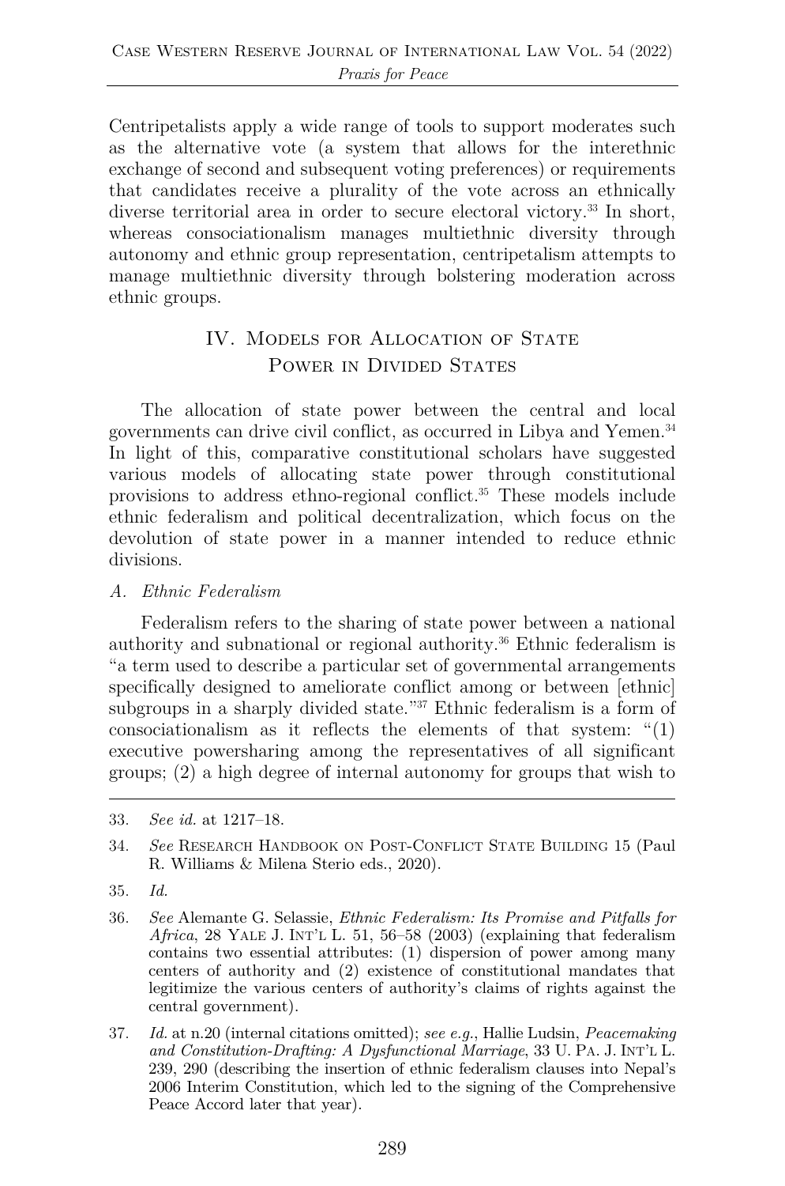Centripetalists apply a wide range of tools to support moderates such as the alternative vote (a system that allows for the interethnic exchange of second and subsequent voting preferences) or requirements that candidates receive a plurality of the vote across an ethnically diverse territorial area in order to secure electoral victory.[33] In short, whereas consociationalism manages multiethnic diversity through autonomy and ethnic group representation, centripetalism attempts to manage multiethnic diversity through bolstering moderation across ethnic groups.

## IV. Models for Allocation of State Power in Divided States

The allocation of state power between the central and local governments can drive civil conflict, as occurred in Libya and Yemen.[34] In light of this, comparative constitutional scholars have suggested various models of allocating state power through constitutional provisions to address ethno-regional conflict.[35] These models include ethnic federalism and political decentralization, which focus on the devolution of state power in a manner intended to reduce ethnic divisions.

### *A. Ethnic Federalism*

Federalism refers to the sharing of state power between a national authority and subnational or regional authority.[36] Ethnic federalism is "a term used to describe a particular set of governmental arrangements specifically designed to ameliorate conflict among or between [ethnic] subgroups in a sharply divided state."[37] Ethnic federalism is a form of consociationalism as it reflects the elements of that system: "(1) executive powersharing among the representatives of all significant groups; (2) a high degree of internal autonomy for groups that wish to

---

33. *See id.* at 1217–18.

34. *See* Research Handbook on Post-Conflict State Building 15 (Paul R. Williams & Milena Sterio eds., 2020).

35. *Id.*

36. *See* Alemante G. Selassie, *Ethnic Federalism: Its Promise and Pitfalls for Africa*, 28 Yale J. Int'l L. 51, 56–58 (2003) (explaining that federalism contains two essential attributes: (1) dispersion of power among many centers of authority and (2) existence of constitutional mandates that legitimize the various centers of authority's claims of rights against the central government).

37. *Id.* at n.20 (internal citations omitted); *see e.g.*, Hallie Ludsin, *Peacemaking and Constitution-Drafting: A Dysfunctional Marriage*, 33 U. Pa. J. Int'l L. 239, 290 (describing the insertion of ethnic federalism clauses into Nepal's 2006 Interim Constitution, which led to the signing of the Comprehensive Peace Accord later that year).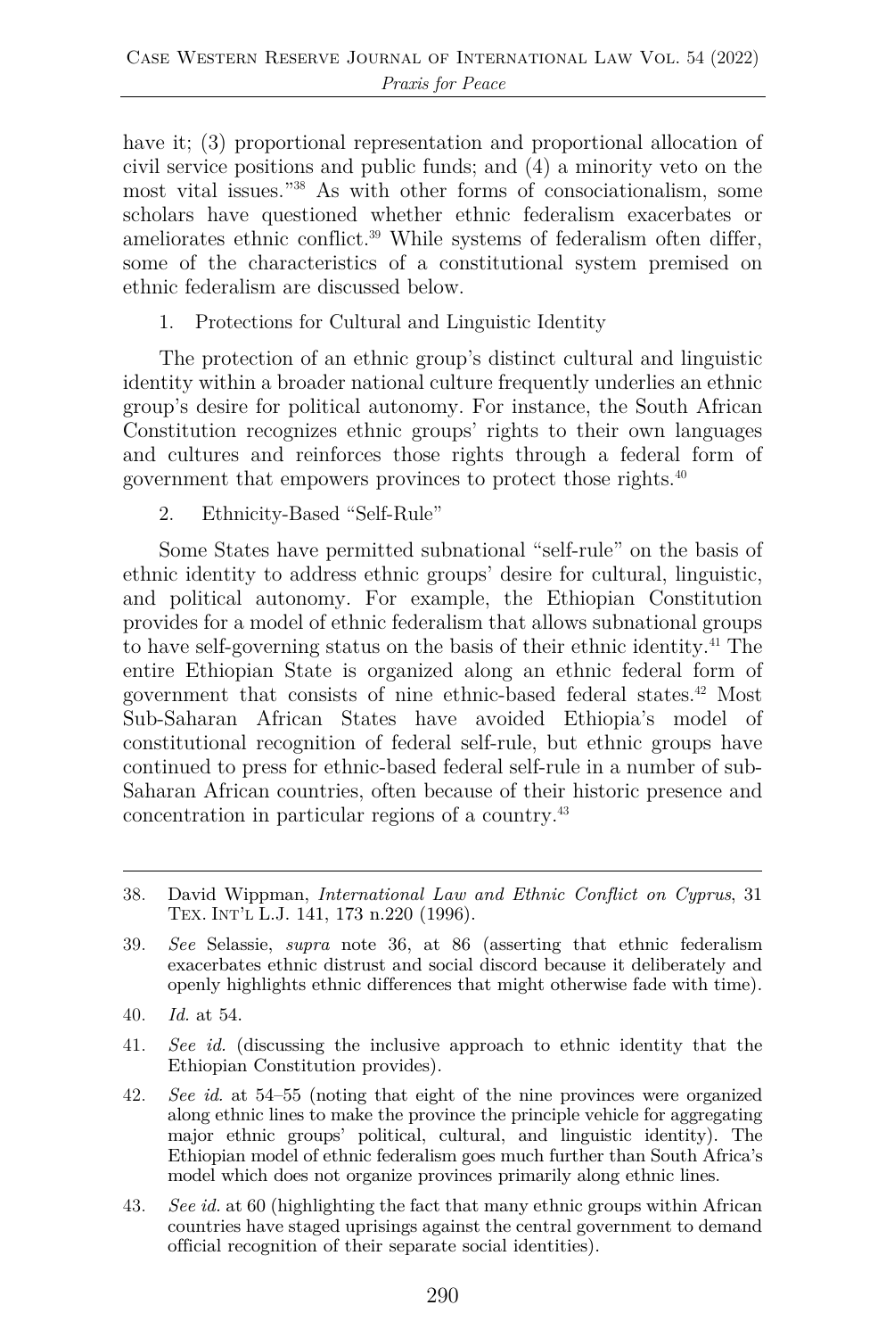have it; (3) proportional representation and proportional allocation of civil service positions and public funds; and (4) a minority veto on the most vital issues."[38] As with other forms of consociationalism, some scholars have questioned whether ethnic federalism exacerbates or ameliorates ethnic conflict.[39] While systems of federalism often differ, some of the characteristics of a constitutional system premised on ethnic federalism are discussed below.

1. Protections for Cultural and Linguistic Identity

The protection of an ethnic group's distinct cultural and linguistic identity within a broader national culture frequently underlies an ethnic group's desire for political autonomy. For instance, the South African Constitution recognizes ethnic groups' rights to their own languages and cultures and reinforces those rights through a federal form of government that empowers provinces to protect those rights.[40]

2. Ethnicity-Based "Self-Rule"

Some States have permitted subnational "self-rule" on the basis of ethnic identity to address ethnic groups' desire for cultural, linguistic, and political autonomy. For example, the Ethiopian Constitution provides for a model of ethnic federalism that allows subnational groups to have self-governing status on the basis of their ethnic identity.[41] The entire Ethiopian State is organized along an ethnic federal form of government that consists of nine ethnic-based federal states.[42] Most Sub-Saharan African States have avoided Ethiopia's model of constitutional recognition of federal self-rule, but ethnic groups have continued to press for ethnic-based federal self-rule in a number of sub-Saharan African countries, often because of their historic presence and concentration in particular regions of a country.[43]

---

38. David Wippman, *International Law and Ethnic Conflict on Cyprus*, 31 Tex. Int'l L.J. 141, 173 n.220 (1996).

39. *See* Selassie, *supra* note 36, at 86 (asserting that ethnic federalism exacerbates ethnic distrust and social discord because it deliberately and openly highlights ethnic differences that might otherwise fade with time).

40. *Id.* at 54.

41. *See id.* (discussing the inclusive approach to ethnic identity that the Ethiopian Constitution provides).

42. *See id.* at 54–55 (noting that eight of the nine provinces were organized along ethnic lines to make the province the principle vehicle for aggregating major ethnic groups' political, cultural, and linguistic identity). The Ethiopian model of ethnic federalism goes much further than South Africa's model which does not organize provinces primarily along ethnic lines.

43. *See id.* at 60 (highlighting the fact that many ethnic groups within African countries have staged uprisings against the central government to demand official recognition of their separate social identities).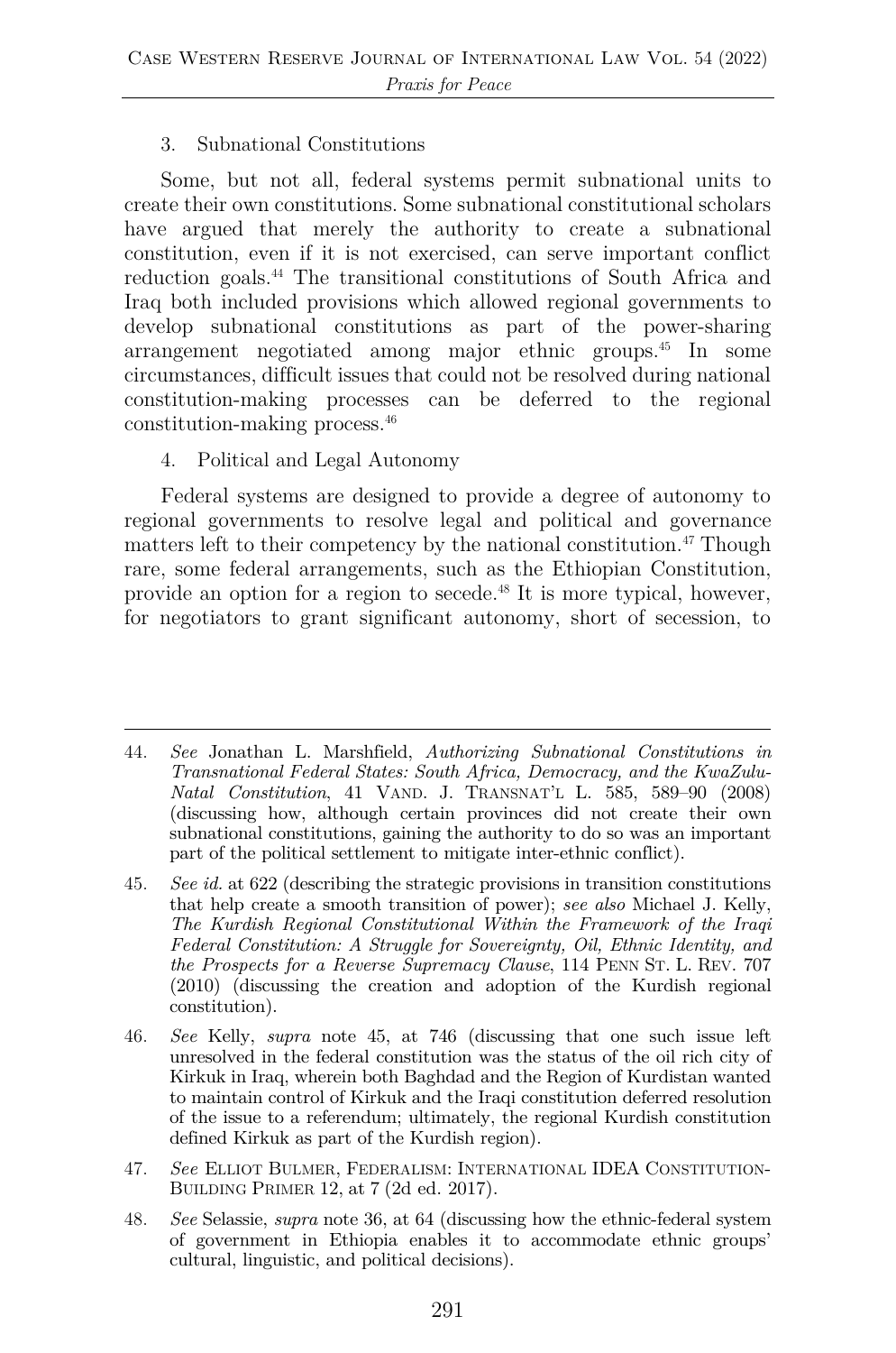### 3. Subnational Constitutions

Some, but not all, federal systems permit subnational units to create their own constitutions. Some subnational constitutional scholars have argued that merely the authority to create a subnational constitution, even if it is not exercised, can serve important conflict reduction goals.[44] The transitional constitutions of South Africa and Iraq both included provisions which allowed regional governments to develop subnational constitutions as part of the power-sharing arrangement negotiated among major ethnic groups.[45] In some circumstances, difficult issues that could not be resolved during national constitution-making processes can be deferred to the regional constitution-making process.[46]

### 4. Political and Legal Autonomy

Federal systems are designed to provide a degree of autonomy to regional governments to resolve legal and political and governance matters left to their competency by the national constitution.[47] Though rare, some federal arrangements, such as the Ethiopian Constitution, provide an option for a region to secede.[48] It is more typical, however, for negotiators to grant significant autonomy, short of secession, to

---

44. *See* Jonathan L. Marshfield, *Authorizing Subnational Constitutions in Transnational Federal States: South Africa, Democracy, and the KwaZulu-Natal Constitution*, 41 VAND. J. TRANSNAT'L L. 585, 589–90 (2008) (discussing how, although certain provinces did not create their own subnational constitutions, gaining the authority to do so was an important part of the political settlement to mitigate inter-ethnic conflict).

45. *See id.* at 622 (describing the strategic provisions in transition constitutions that help create a smooth transition of power); *see also* Michael J. Kelly, *The Kurdish Regional Constitutional Within the Framework of the Iraqi Federal Constitution: A Struggle for Sovereignty, Oil, Ethnic Identity, and the Prospects for a Reverse Supremacy Clause*, 114 PENN ST. L. REV. 707 (2010) (discussing the creation and adoption of the Kurdish regional constitution).

46. *See* Kelly, *supra* note 45, at 746 (discussing that one such issue left unresolved in the federal constitution was the status of the oil rich city of Kirkuk in Iraq, wherein both Baghdad and the Region of Kurdistan wanted to maintain control of Kirkuk and the Iraqi constitution deferred resolution of the issue to a referendum; ultimately, the regional Kurdish constitution defined Kirkuk as part of the Kurdish region).

47. *See* ELLIOT BULMER, FEDERALISM: INTERNATIONAL IDEA CONSTITUTION-BUILDING PRIMER 12, at 7 (2d ed. 2017).

48. *See* Selassie, *supra* note 36, at 64 (discussing how the ethnic-federal system of government in Ethiopia enables it to accommodate ethnic groups' cultural, linguistic, and political decisions).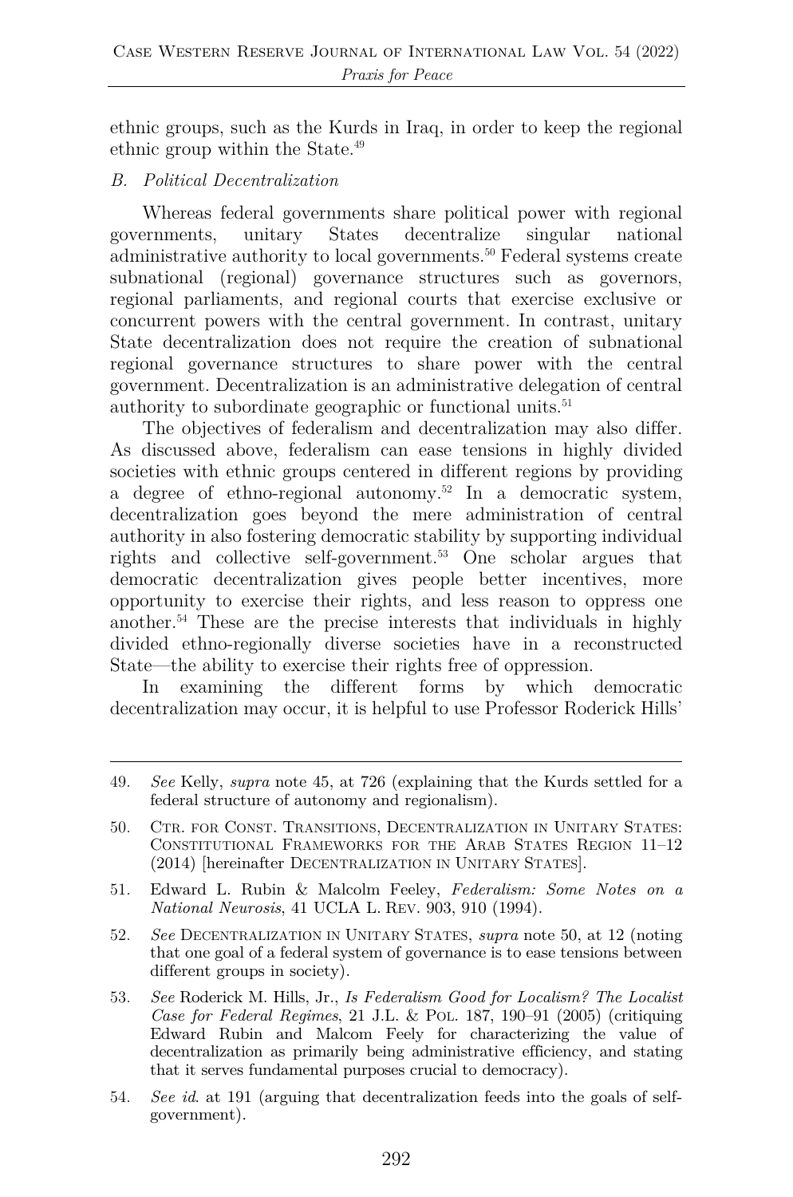ethnic groups, such as the Kurds in Iraq, in order to keep the regional ethnic group within the State.[49]

### B. Political Decentralization

Whereas federal governments share political power with regional governments, unitary States decentralize singular national administrative authority to local governments.[50] Federal systems create subnational (regional) governance structures such as governors, regional parliaments, and regional courts that exercise exclusive or concurrent powers with the central government. In contrast, unitary State decentralization does not require the creation of subnational regional governance structures to share power with the central government. Decentralization is an administrative delegation of central authority to subordinate geographic or functional units.[51]

The objectives of federalism and decentralization may also differ. As discussed above, federalism can ease tensions in highly divided societies with ethnic groups centered in different regions by providing a degree of ethno-regional autonomy.[52] In a democratic system, decentralization goes beyond the mere administration of central authority in also fostering democratic stability by supporting individual rights and collective self-government.[53] One scholar argues that democratic decentralization gives people better incentives, more opportunity to exercise their rights, and less reason to oppress one another.[54] These are the precise interests that individuals in highly divided ethno-regionally diverse societies have in a reconstructed State—the ability to exercise their rights free of oppression.

In examining the different forms by which democratic decentralization may occur, it is helpful to use Professor Roderick Hills'

---

49. *See* Kelly, *supra* note 45, at 726 (explaining that the Kurds settled for a federal structure of autonomy and regionalism).

50. CTR. FOR CONST. TRANSITIONS, DECENTRALIZATION IN UNITARY STATES: CONSTITUTIONAL FRAMEWORKS FOR THE ARAB STATES REGION 11–12 (2014) [hereinafter DECENTRALIZATION IN UNITARY STATES].

51. Edward L. Rubin & Malcolm Feeley, *Federalism: Some Notes on a National Neurosis*, 41 UCLA L. REV. 903, 910 (1994).

52. *See* DECENTRALIZATION IN UNITARY STATES, *supra* note 50, at 12 (noting that one goal of a federal system of governance is to ease tensions between different groups in society).

53. *See* Roderick M. Hills, Jr., *Is Federalism Good for Localism? The Localist Case for Federal Regimes*, 21 J.L. & POL. 187, 190–91 (2005) (critiquing Edward Rubin and Malcom Feely for characterizing the value of decentralization as primarily being administrative efficiency, and stating that it serves fundamental purposes crucial to democracy).

54. *See id*. at 191 (arguing that decentralization feeds into the goals of self-government).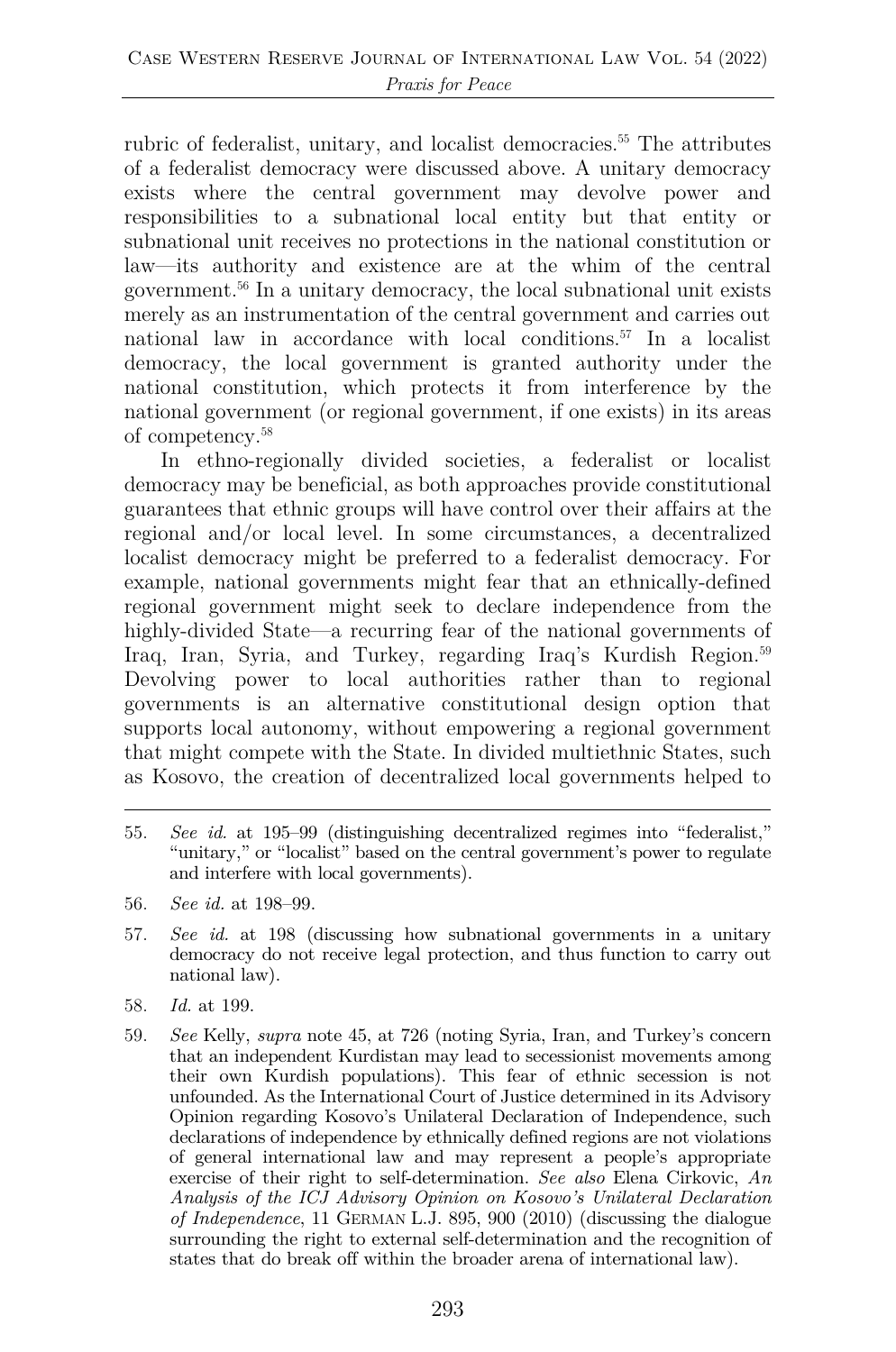rubric of federalist, unitary, and localist democracies.[55] The attributes of a federalist democracy were discussed above. A unitary democracy exists where the central government may devolve power and responsibilities to a subnational local entity but that entity or subnational unit receives no protections in the national constitution or law—its authority and existence are at the whim of the central government.[56] In a unitary democracy, the local subnational unit exists merely as an instrumentation of the central government and carries out national law in accordance with local conditions.[57] In a localist democracy, the local government is granted authority under the national constitution, which protects it from interference by the national government (or regional government, if one exists) in its areas of competency.[58]

In ethno-regionally divided societies, a federalist or localist democracy may be beneficial, as both approaches provide constitutional guarantees that ethnic groups will have control over their affairs at the regional and/or local level. In some circumstances, a decentralized localist democracy might be preferred to a federalist democracy. For example, national governments might fear that an ethnically-defined regional government might seek to declare independence from the highly-divided State—a recurring fear of the national governments of Iraq, Iran, Syria, and Turkey, regarding Iraq's Kurdish Region.[59] Devolving power to local authorities rather than to regional governments is an alternative constitutional design option that supports local autonomy, without empowering a regional government that might compete with the State. In divided multiethnic States, such as Kosovo, the creation of decentralized local governments helped to

---

55. *See id.* at 195–99 (distinguishing decentralized regimes into "federalist," "unitary," or "localist" based on the central government's power to regulate and interfere with local governments).

56. *See id.* at 198–99.

57. *See id.* at 198 (discussing how subnational governments in a unitary democracy do not receive legal protection, and thus function to carry out national law).

58. *Id.* at 199.

59. *See* Kelly, *supra* note 45, at 726 (noting Syria, Iran, and Turkey's concern that an independent Kurdistan may lead to secessionist movements among their own Kurdish populations). This fear of ethnic secession is not unfounded. As the International Court of Justice determined in its Advisory Opinion regarding Kosovo's Unilateral Declaration of Independence, such declarations of independence by ethnically defined regions are not violations of general international law and may represent a people's appropriate exercise of their right to self-determination. *See also* Elena Cirkovic, *An Analysis of the ICJ Advisory Opinion on Kosovo's Unilateral Declaration of Independence*, 11 GERMAN L.J. 895, 900 (2010) (discussing the dialogue surrounding the right to external self-determination and the recognition of states that do break off within the broader arena of international law).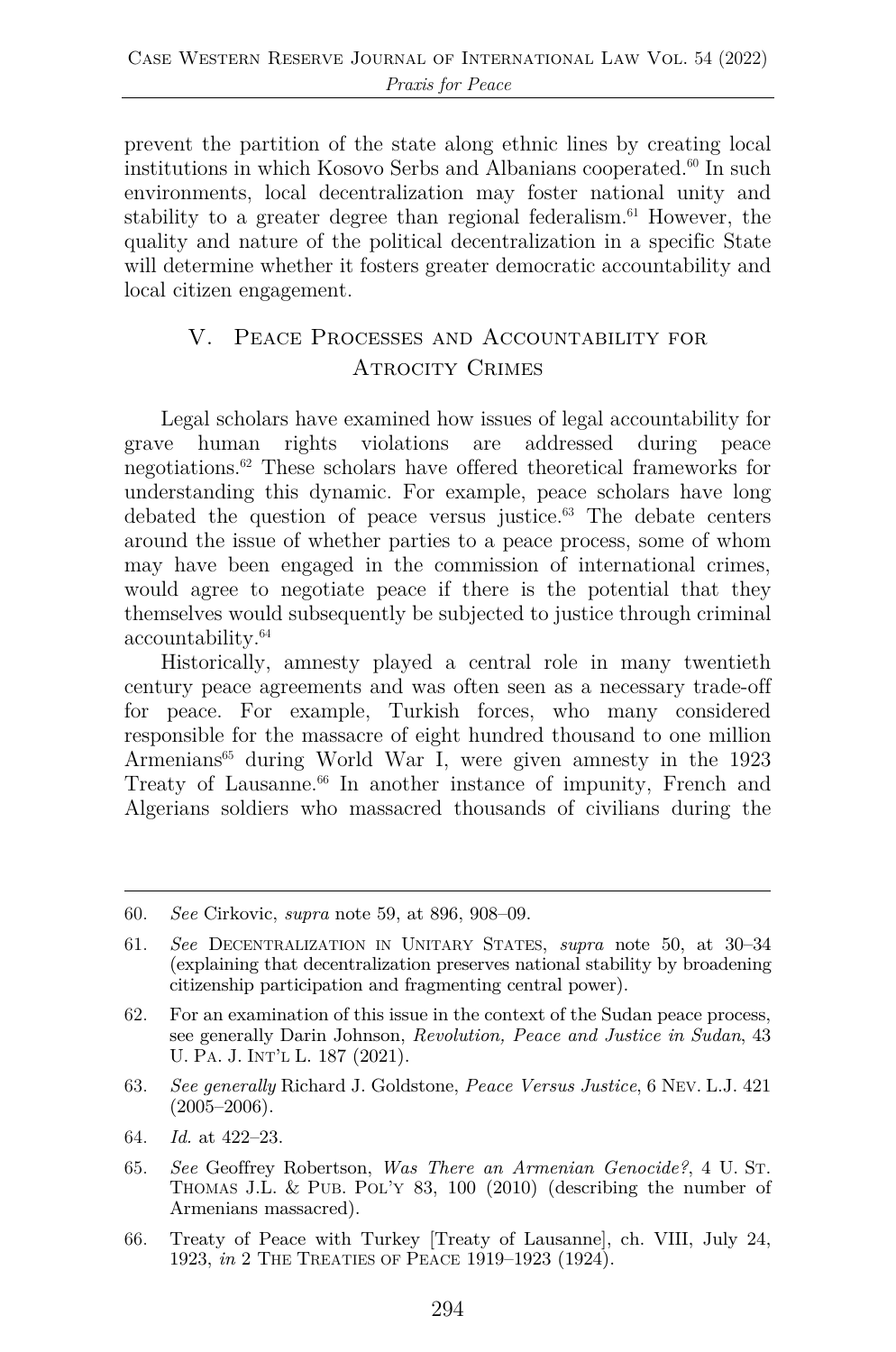prevent the partition of the state along ethnic lines by creating local institutions in which Kosovo Serbs and Albanians cooperated.[60] In such environments, local decentralization may foster national unity and stability to a greater degree than regional federalism.[61] However, the quality and nature of the political decentralization in a specific State will determine whether it fosters greater democratic accountability and local citizen engagement.

## V. Peace Processes and Accountability for Atrocity Crimes

Legal scholars have examined how issues of legal accountability for grave human rights violations are addressed during peace negotiations.[62] These scholars have offered theoretical frameworks for understanding this dynamic. For example, peace scholars have long debated the question of peace versus justice.[63] The debate centers around the issue of whether parties to a peace process, some of whom may have been engaged in the commission of international crimes, would agree to negotiate peace if there is the potential that they themselves would subsequently be subjected to justice through criminal accountability.[64]

Historically, amnesty played a central role in many twentieth century peace agreements and was often seen as a necessary trade-off for peace. For example, Turkish forces, who many considered responsible for the massacre of eight hundred thousand to one million Armenians[65] during World War I, were given amnesty in the 1923 Treaty of Lausanne.[66] In another instance of impunity, French and Algerians soldiers who massacred thousands of civilians during the

---

60. *See* Cirkovic, *supra* note 59, at 896, 908–09.

61. *See* Decentralization in Unitary States, *supra* note 50, at 30–34 (explaining that decentralization preserves national stability by broadening citizenship participation and fragmenting central power).

62. For an examination of this issue in the context of the Sudan peace process, see generally Darin Johnson, *Revolution, Peace and Justice in Sudan*, 43 U. Pa. J. Int'l L. 187 (2021).

63. *See generally* Richard J. Goldstone, *Peace Versus Justice*, 6 Nev. L.J. 421 (2005–2006).

64. *Id.* at 422–23.

65. *See* Geoffrey Robertson, *Was There an Armenian Genocide?*, 4 U. St. Thomas J.L. & Pub. Pol'y 83, 100 (2010) (describing the number of Armenians massacred).

66. Treaty of Peace with Turkey [Treaty of Lausanne], ch. VIII, July 24, 1923, *in* 2 The Treaties of Peace 1919–1923 (1924).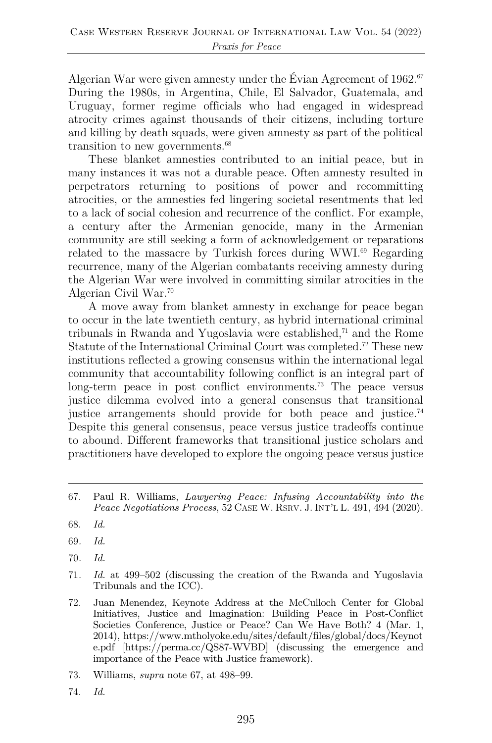Algerian War were given amnesty under the Évian Agreement of 1962.[67] During the 1980s, in Argentina, Chile, El Salvador, Guatemala, and Uruguay, former regime officials who had engaged in widespread atrocity crimes against thousands of their citizens, including torture and killing by death squads, were given amnesty as part of the political transition to new governments.[68]

These blanket amnesties contributed to an initial peace, but in many instances it was not a durable peace. Often amnesty resulted in perpetrators returning to positions of power and recommitting atrocities, or the amnesties fed lingering societal resentments that led to a lack of social cohesion and recurrence of the conflict. For example, a century after the Armenian genocide, many in the Armenian community are still seeking a form of acknowledgement or reparations related to the massacre by Turkish forces during WWI.[69] Regarding recurrence, many of the Algerian combatants receiving amnesty during the Algerian War were involved in committing similar atrocities in the Algerian Civil War.[70]

A move away from blanket amnesty in exchange for peace began to occur in the late twentieth century, as hybrid international criminal tribunals in Rwanda and Yugoslavia were established,[71] and the Rome Statute of the International Criminal Court was completed.[72] These new institutions reflected a growing consensus within the international legal community that accountability following conflict is an integral part of long-term peace in post conflict environments.[73] The peace versus justice dilemma evolved into a general consensus that transitional justice arrangements should provide for both peace and justice.[74] Despite this general consensus, peace versus justice tradeoffs continue to abound. Different frameworks that transitional justice scholars and practitioners have developed to explore the ongoing peace versus justice

---

67. Paul R. Williams, *Lawyering Peace: Infusing Accountability into the Peace Negotiations Process*, 52 CASE W. RSRV. J. INT'L L. 491, 494 (2020).

68. *Id.*

69. *Id.*

70. *Id.*

71. *Id.* at 499–502 (discussing the creation of the Rwanda and Yugoslavia Tribunals and the ICC).

72. Juan Menendez, Keynote Address at the McCulloch Center for Global Initiatives, Justice and Imagination: Building Peace in Post-Conflict Societies Conference, Justice or Peace? Can We Have Both? 4 (Mar. 1, 2014), https://www.mtholyoke.edu/sites/default/files/global/docs/Keynote.pdf [https://perma.cc/QS87-WVBD] (discussing the emergence and importance of the Peace with Justice framework).

73. Williams, *supra* note 67, at 498–99.

74. *Id.*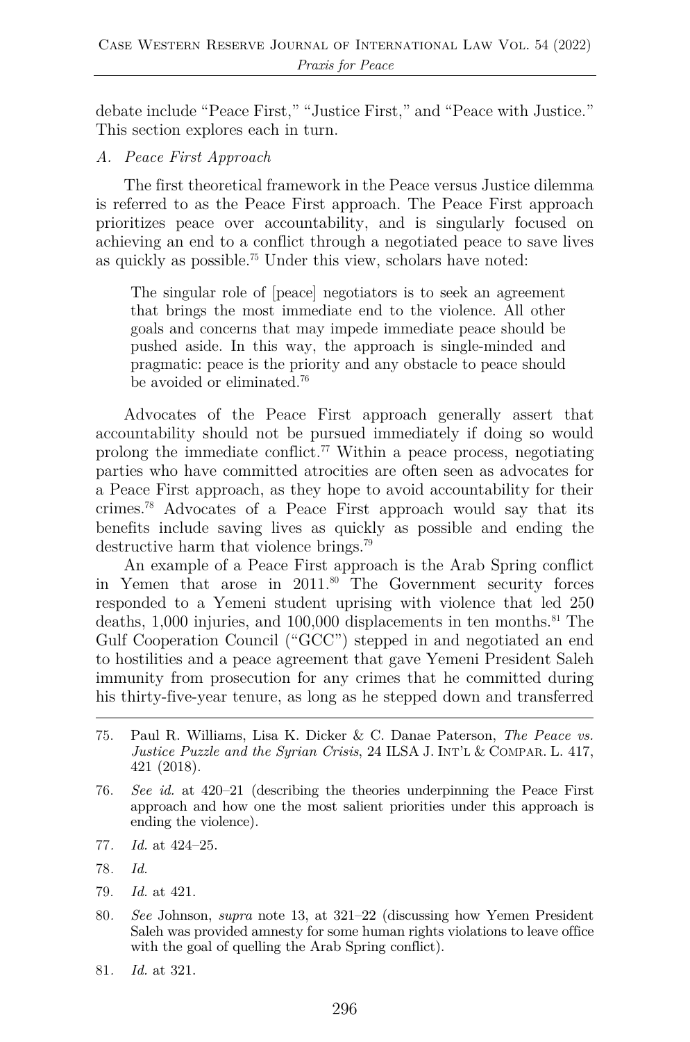debate include "Peace First," "Justice First," and "Peace with Justice." This section explores each in turn.

### *A. Peace First Approach*

The first theoretical framework in the Peace versus Justice dilemma is referred to as the Peace First approach. The Peace First approach prioritizes peace over accountability, and is singularly focused on achieving an end to a conflict through a negotiated peace to save lives as quickly as possible.[75] Under this view, scholars have noted:

> The singular role of [peace] negotiators is to seek an agreement that brings the most immediate end to the violence. All other goals and concerns that may impede immediate peace should be pushed aside. In this way, the approach is single-minded and pragmatic: peace is the priority and any obstacle to peace should be avoided or eliminated.[76]

Advocates of the Peace First approach generally assert that accountability should not be pursued immediately if doing so would prolong the immediate conflict.[77] Within a peace process, negotiating parties who have committed atrocities are often seen as advocates for a Peace First approach, as they hope to avoid accountability for their crimes.[78] Advocates of a Peace First approach would say that its benefits include saving lives as quickly as possible and ending the destructive harm that violence brings.[79]

An example of a Peace First approach is the Arab Spring conflict in Yemen that arose in 2011.[80] The Government security forces responded to a Yemeni student uprising with violence that led 250 deaths, 1,000 injuries, and 100,000 displacements in ten months.[81] The Gulf Cooperation Council ("GCC") stepped in and negotiated an end to hostilities and a peace agreement that gave Yemeni President Saleh immunity from prosecution for any crimes that he committed during his thirty-five-year tenure, as long as he stepped down and transferred

---

75. Paul R. Williams, Lisa K. Dicker & C. Danae Paterson, *The Peace vs. Justice Puzzle and the Syrian Crisis*, 24 ILSA J. INT'L & COMPAR. L. 417, 421 (2018).

76. *See id.* at 420–21 (describing the theories underpinning the Peace First approach and how one the most salient priorities under this approach is ending the violence).

77. *Id.* at 424–25.

78. *Id.*

79. *Id.* at 421.

80. *See* Johnson, *supra* note 13, at 321–22 (discussing how Yemen President Saleh was provided amnesty for some human rights violations to leave office with the goal of quelling the Arab Spring conflict).

81. *Id.* at 321.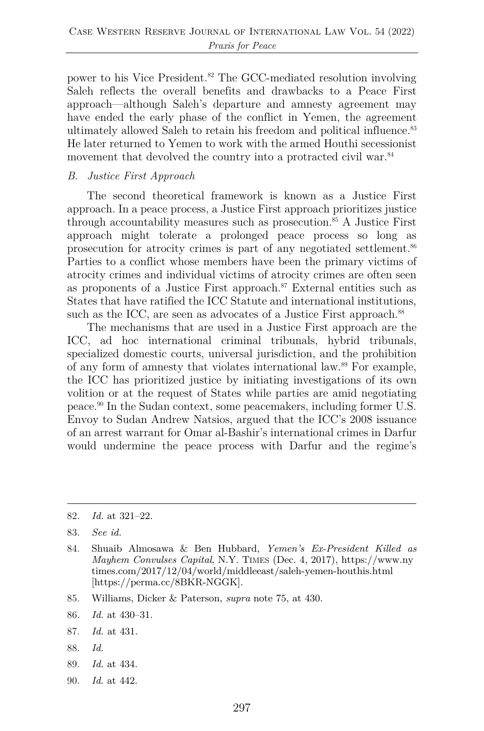power to his Vice President.[82] The GCC-mediated resolution involving Saleh reflects the overall benefits and drawbacks to a Peace First approach—although Saleh's departure and amnesty agreement may have ended the early phase of the conflict in Yemen, the agreement ultimately allowed Saleh to retain his freedom and political influence.[83] He later returned to Yemen to work with the armed Houthi secessionist movement that devolved the country into a protracted civil war.[84]

### *B. Justice First Approach*

The second theoretical framework is known as a Justice First approach. In a peace process, a Justice First approach prioritizes justice through accountability measures such as prosecution.[85] A Justice First approach might tolerate a prolonged peace process so long as prosecution for atrocity crimes is part of any negotiated settlement.[86] Parties to a conflict whose members have been the primary victims of atrocity crimes and individual victims of atrocity crimes are often seen as proponents of a Justice First approach.[87] External entities such as States that have ratified the ICC Statute and international institutions, such as the ICC, are seen as advocates of a Justice First approach.[88]

The mechanisms that are used in a Justice First approach are the ICC, ad hoc international criminal tribunals, hybrid tribunals, specialized domestic courts, universal jurisdiction, and the prohibition of any form of amnesty that violates international law.[89] For example, the ICC has prioritized justice by initiating investigations of its own volition or at the request of States while parties are amid negotiating peace.[90] In the Sudan context, some peacemakers, including former U.S. Envoy to Sudan Andrew Natsios, argued that the ICC's 2008 issuance of an arrest warrant for Omar al-Bashir's international crimes in Darfur would undermine the peace process with Darfur and the regime's

---

82. *Id.* at 321–22.

83. *See id.*

84. Shuaib Almosawa & Ben Hubbard, *Yemen's Ex-President Killed as Mayhem Convulses Capital*, N.Y. TIMES (Dec. 4, 2017), https://www.nytimes.com/2017/12/04/world/middleeast/saleh-yemen-houthis.html [https://perma.cc/8BKR-NGGK].

85. Williams, Dicker & Paterson, *supra* note 75, at 430.

86. *Id.* at 430–31.

87. *Id.* at 431.

88. *Id.*

89. *Id.* at 434.

90. *Id.* at 442.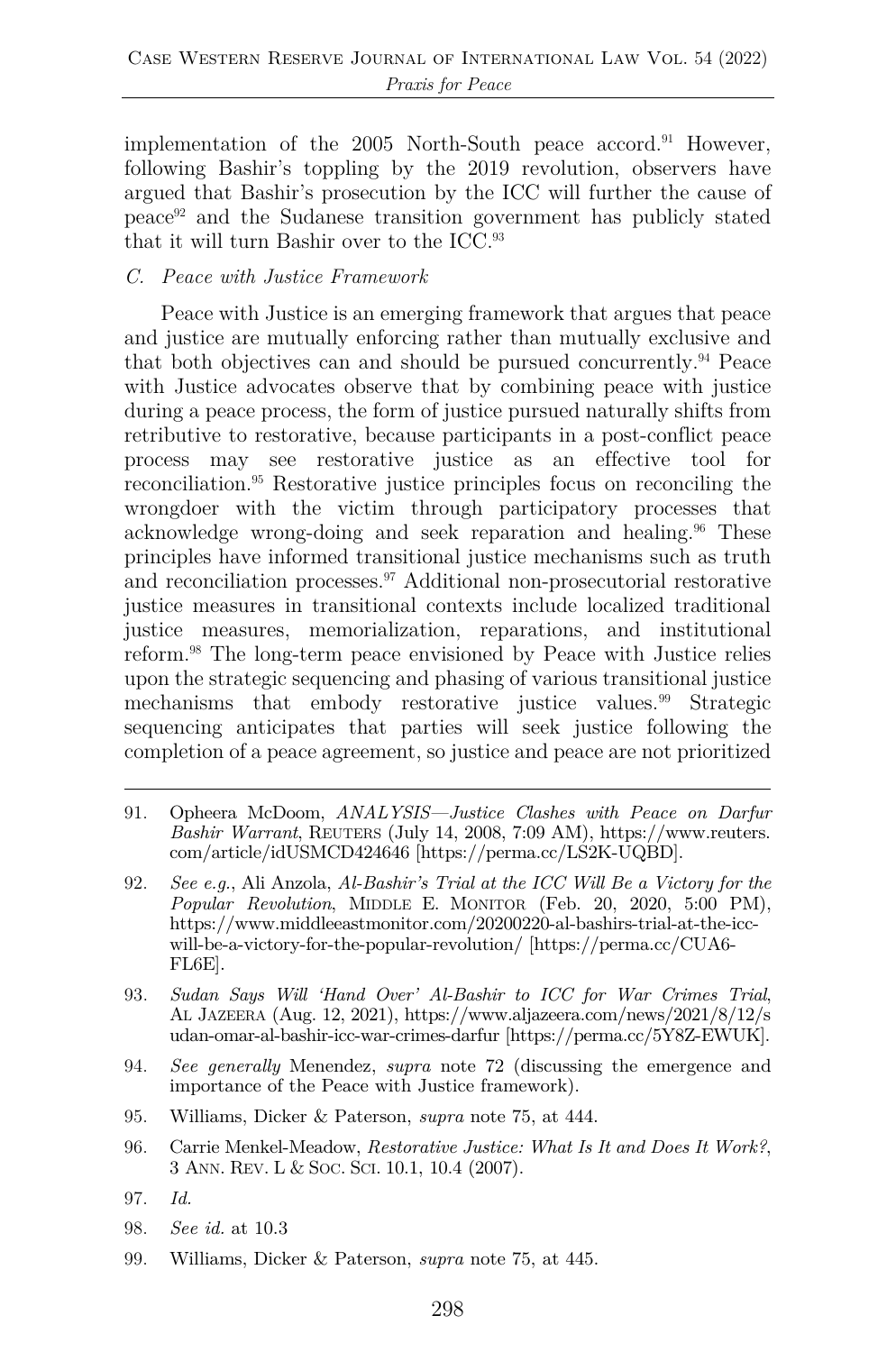implementation of the 2005 North-South peace accord.[91] However, following Bashir's toppling by the 2019 revolution, observers have argued that Bashir's prosecution by the ICC will further the cause of peace[92] and the Sudanese transition government has publicly stated that it will turn Bashir over to the ICC.[93]

### *C. Peace with Justice Framework*

Peace with Justice is an emerging framework that argues that peace and justice are mutually enforcing rather than mutually exclusive and that both objectives can and should be pursued concurrently.[94] Peace with Justice advocates observe that by combining peace with justice during a peace process, the form of justice pursued naturally shifts from retributive to restorative, because participants in a post-conflict peace process may see restorative justice as an effective tool for reconciliation.[95] Restorative justice principles focus on reconciling the wrongdoer with the victim through participatory processes that acknowledge wrong-doing and seek reparation and healing.[96] These principles have informed transitional justice mechanisms such as truth and reconciliation processes.[97] Additional non-prosecutorial restorative justice measures in transitional contexts include localized traditional justice measures, memorialization, reparations, and institutional reform.[98] The long-term peace envisioned by Peace with Justice relies upon the strategic sequencing and phasing of various transitional justice mechanisms that embody restorative justice values.[99] Strategic sequencing anticipates that parties will seek justice following the completion of a peace agreement, so justice and peace are not prioritized

---

91. Opheera McDoom, *ANALYSIS—Justice Clashes with Peace on Darfur Bashir Warrant*, REUTERS (July 14, 2008, 7:09 AM), https://www.reuters.com/article/idUSMCD424646 [https://perma.cc/LS2K-UQBD].

92. *See e.g.*, Ali Anzola, *Al-Bashir's Trial at the ICC Will Be a Victory for the Popular Revolution*, MIDDLE E. MONITOR (Feb. 20, 2020, 5:00 PM), https://www.middleeastmonitor.com/20200220-al-bashirs-trial-at-the-icc-will-be-a-victory-for-the-popular-revolution/ [https://perma.cc/CUA6-FL6E].

93. *Sudan Says Will 'Hand Over' Al-Bashir to ICC for War Crimes Trial*, AL JAZEERA (Aug. 12, 2021), https://www.aljazeera.com/news/2021/8/12/sudan-omar-al-bashir-icc-war-crimes-darfur [https://perma.cc/5Y8Z-EWUK].

94. *See generally* Menendez, *supra* note 72 (discussing the emergence and importance of the Peace with Justice framework).

95. Williams, Dicker & Paterson, *supra* note 75, at 444.

96. Carrie Menkel-Meadow, *Restorative Justice: What Is It and Does It Work?*, 3 ANN. REV. L & SOC. SCI. 10.1, 10.4 (2007).

97. *Id.*

98. *See id.* at 10.3

99. Williams, Dicker & Paterson, *supra* note 75, at 445.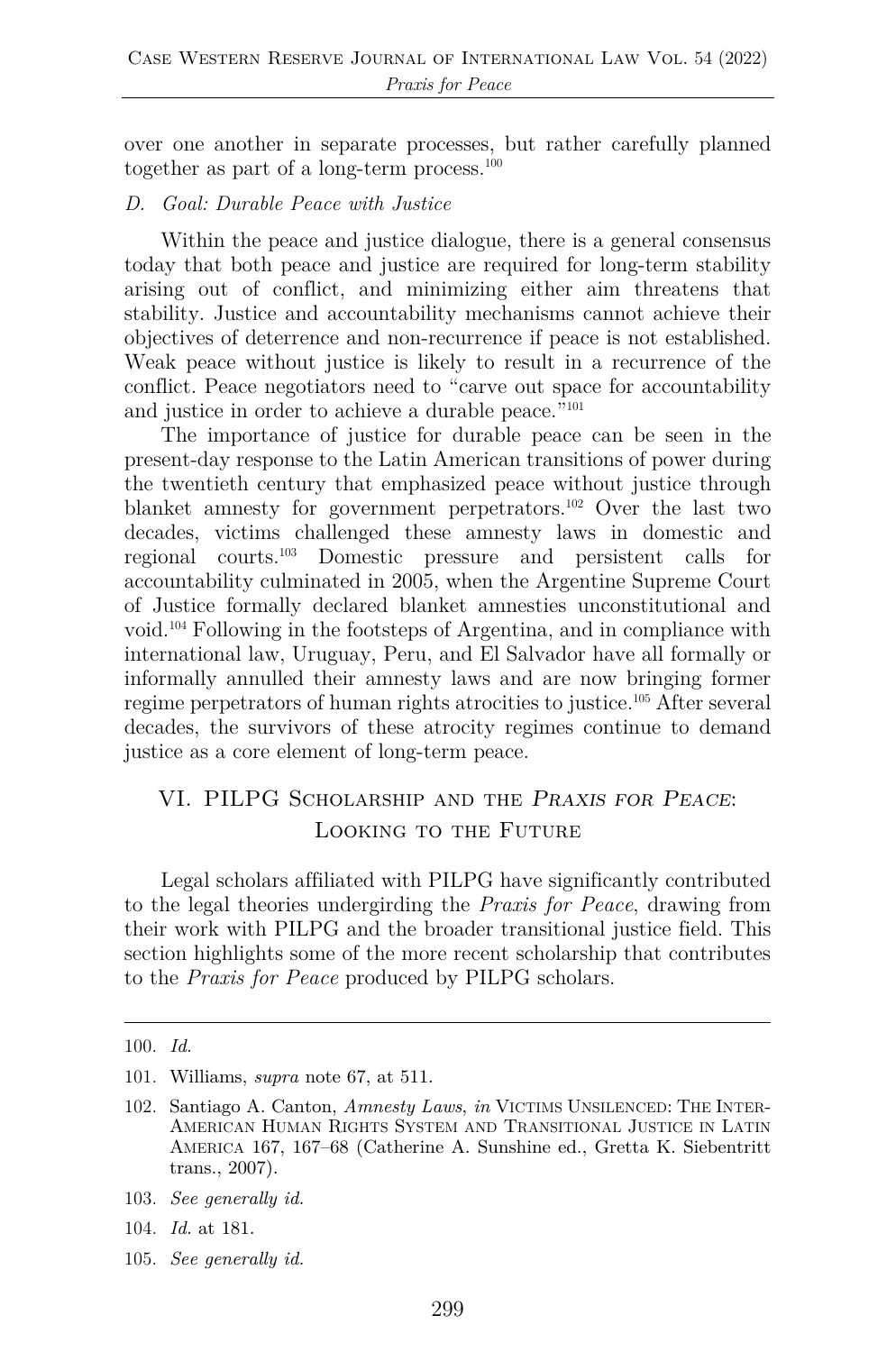over one another in separate processes, but rather carefully planned together as part of a long-term process.[100]

### D. *Goal: Durable Peace with Justice*

Within the peace and justice dialogue, there is a general consensus today that both peace and justice are required for long-term stability arising out of conflict, and minimizing either aim threatens that stability. Justice and accountability mechanisms cannot achieve their objectives of deterrence and non-recurrence if peace is not established. Weak peace without justice is likely to result in a recurrence of the conflict. Peace negotiators need to "carve out space for accountability and justice in order to achieve a durable peace."[101]

The importance of justice for durable peace can be seen in the present-day response to the Latin American transitions of power during the twentieth century that emphasized peace without justice through blanket amnesty for government perpetrators.[102] Over the last two decades, victims challenged these amnesty laws in domestic and regional courts.[103] Domestic pressure and persistent calls for accountability culminated in 2005, when the Argentine Supreme Court of Justice formally declared blanket amnesties unconstitutional and void.[104] Following in the footsteps of Argentina, and in compliance with international law, Uruguay, Peru, and El Salvador have all formally or informally annulled their amnesty laws and are now bringing former regime perpetrators of human rights atrocities to justice.[105] After several decades, the survivors of these atrocity regimes continue to demand justice as a core element of long-term peace.

## VI. PILPG Scholarship and the *Praxis for Peace*: Looking to the Future

Legal scholars affiliated with PILPG have significantly contributed to the legal theories undergirding the *Praxis for Peace*, drawing from their work with PILPG and the broader transitional justice field. This section highlights some of the more recent scholarship that contributes to the *Praxis for Peace* produced by PILPG scholars.

---

100. *Id.*

101. Williams, *supra* note 67, at 511.

102. Santiago A. Canton, *Amnesty Laws*, *in* Victims Unsilenced: The Inter-American Human Rights System and Transitional Justice in Latin America 167, 167–68 (Catherine A. Sunshine ed., Gretta K. Siebentritt trans., 2007).

103. *See generally id.*

104. *Id.* at 181.

105. *See generally id.*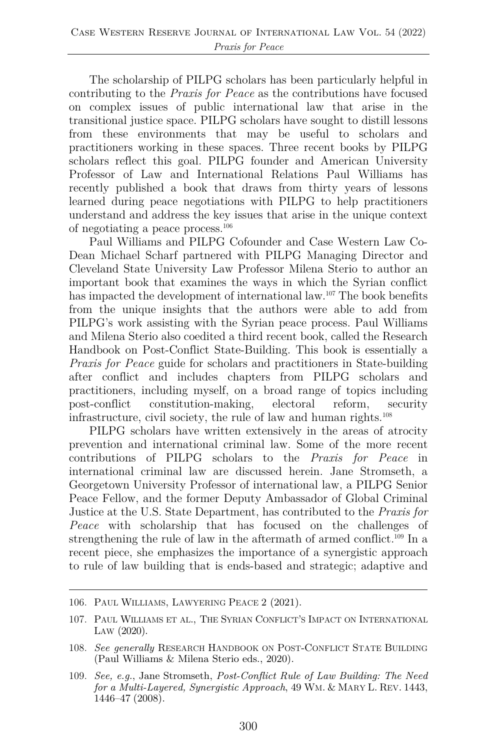The scholarship of PILPG scholars has been particularly helpful in contributing to the *Praxis for Peace* as the contributions have focused on complex issues of public international law that arise in the transitional justice space. PILPG scholars have sought to distill lessons from these environments that may be useful to scholars and practitioners working in these spaces. Three recent books by PILPG scholars reflect this goal. PILPG founder and American University Professor of Law and International Relations Paul Williams has recently published a book that draws from thirty years of lessons learned during peace negotiations with PILPG to help practitioners understand and address the key issues that arise in the unique context of negotiating a peace process.[106]

Paul Williams and PILPG Cofounder and Case Western Law Co-Dean Michael Scharf partnered with PILPG Managing Director and Cleveland State University Law Professor Milena Sterio to author an important book that examines the ways in which the Syrian conflict has impacted the development of international law.[107] The book benefits from the unique insights that the authors were able to add from PILPG's work assisting with the Syrian peace process. Paul Williams and Milena Sterio also coedited a third recent book, called the Research Handbook on Post-Conflict State-Building. This book is essentially a *Praxis for Peace* guide for scholars and practitioners in State-building after conflict and includes chapters from PILPG scholars and practitioners, including myself, on a broad range of topics including post-conflict constitution-making, electoral reform, security infrastructure, civil society, the rule of law and human rights.[108]

PILPG scholars have written extensively in the areas of atrocity prevention and international criminal law. Some of the more recent contributions of PILPG scholars to the *Praxis for Peace* in international criminal law are discussed herein. Jane Stromseth, a Georgetown University Professor of international law, a PILPG Senior Peace Fellow, and the former Deputy Ambassador of Global Criminal Justice at the U.S. State Department, has contributed to the *Praxis for Peace* with scholarship that has focused on the challenges of strengthening the rule of law in the aftermath of armed conflict.[109] In a recent piece, she emphasizes the importance of a synergistic approach to rule of law building that is ends-based and strategic; adaptive and

---

106. Paul Williams, Lawyering Peace 2 (2021).

107. Paul Williams et al., The Syrian Conflict's Impact on International Law (2020).

108. *See generally* Research Handbook on Post-Conflict State Building (Paul Williams & Milena Sterio eds., 2020).

109. *See, e.g.*, Jane Stromseth, *Post-Conflict Rule of Law Building: The Need for a Multi-Layered, Synergistic Approach*, 49 Wm. & Mary L. Rev. 1443, 1446–47 (2008).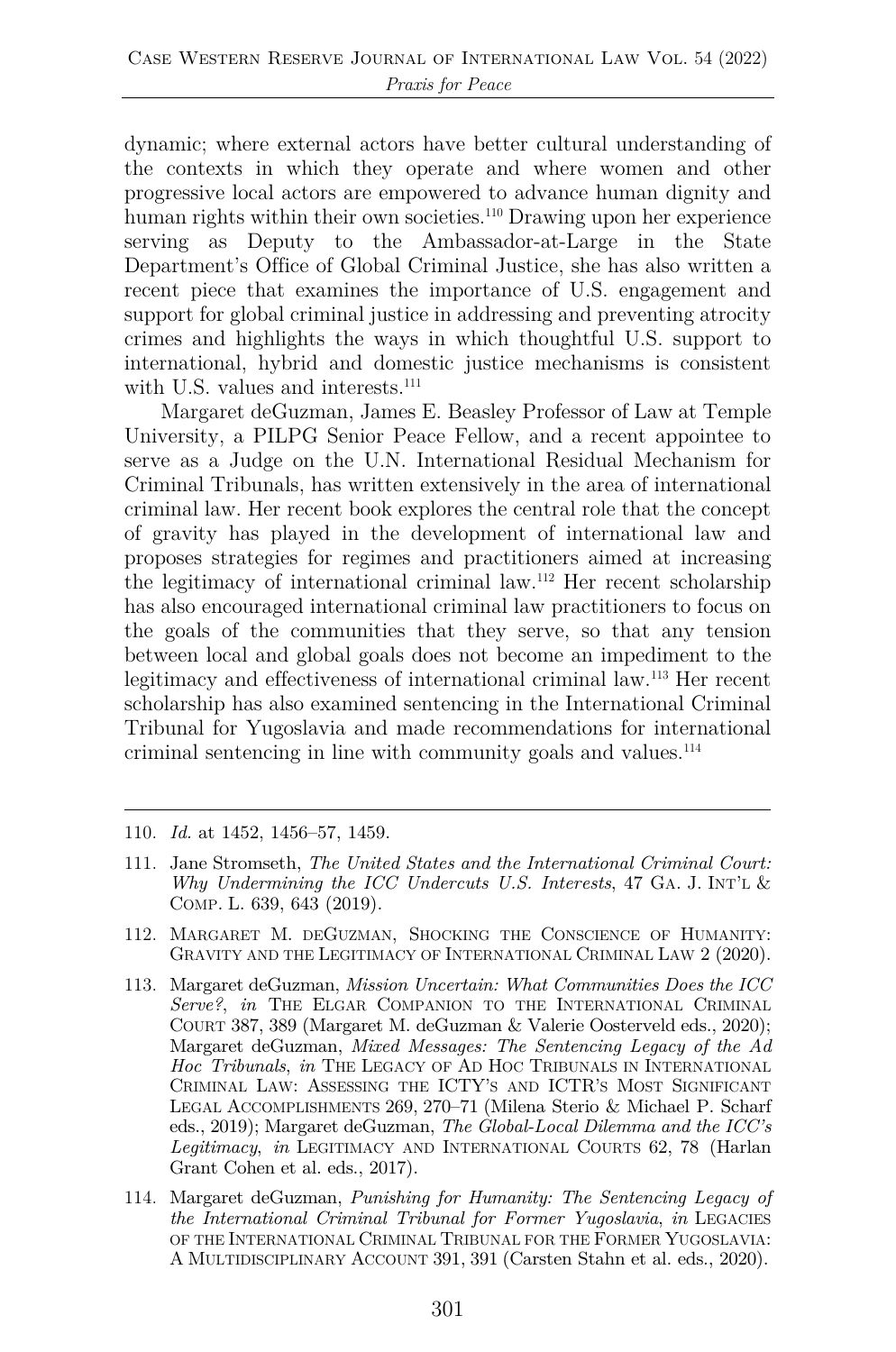dynamic; where external actors have better cultural understanding of the contexts in which they operate and where women and other progressive local actors are empowered to advance human dignity and human rights within their own societies.[110] Drawing upon her experience serving as Deputy to the Ambassador-at-Large in the State Department's Office of Global Criminal Justice, she has also written a recent piece that examines the importance of U.S. engagement and support for global criminal justice in addressing and preventing atrocity crimes and highlights the ways in which thoughtful U.S. support to international, hybrid and domestic justice mechanisms is consistent with U.S. values and interests.[111]

Margaret deGuzman, James E. Beasley Professor of Law at Temple University, a PILPG Senior Peace Fellow, and a recent appointee to serve as a Judge on the U.N. International Residual Mechanism for Criminal Tribunals, has written extensively in the area of international criminal law. Her recent book explores the central role that the concept of gravity has played in the development of international law and proposes strategies for regimes and practitioners aimed at increasing the legitimacy of international criminal law.[112] Her recent scholarship has also encouraged international criminal law practitioners to focus on the goals of the communities that they serve, so that any tension between local and global goals does not become an impediment to the legitimacy and effectiveness of international criminal law.[113] Her recent scholarship has also examined sentencing in the International Criminal Tribunal for Yugoslavia and made recommendations for international criminal sentencing in line with community goals and values.[114]

---

110. *Id.* at 1452, 1456–57, 1459.

111. Jane Stromseth, *The United States and the International Criminal Court: Why Undermining the ICC Undercuts U.S. Interests*, 47 GA. J. INT'L & COMP. L. 639, 643 (2019).

112. MARGARET M. DEGUZMAN, SHOCKING THE CONSCIENCE OF HUMANITY: GRAVITY AND THE LEGITIMACY OF INTERNATIONAL CRIMINAL LAW 2 (2020).

113. Margaret deGuzman, *Mission Uncertain: What Communities Does the ICC Serve?*, *in* THE ELGAR COMPANION TO THE INTERNATIONAL CRIMINAL COURT 387, 389 (Margaret M. deGuzman & Valerie Oosterveld eds., 2020); Margaret deGuzman, *Mixed Messages: The Sentencing Legacy of the Ad Hoc Tribunals*, *in* THE LEGACY OF AD HOC TRIBUNALS IN INTERNATIONAL CRIMINAL LAW: ASSESSING THE ICTY'S AND ICTR'S MOST SIGNIFICANT LEGAL ACCOMPLISHMENTS 269, 270–71 (Milena Sterio & Michael P. Scharf eds., 2019); Margaret deGuzman, *The Global-Local Dilemma and the ICC's Legitimacy*, *in* LEGITIMACY AND INTERNATIONAL COURTS 62, 78 (Harlan Grant Cohen et al. eds., 2017).

114. Margaret deGuzman, *Punishing for Humanity: The Sentencing Legacy of the International Criminal Tribunal for Former Yugoslavia*, *in* LEGACIES OF THE INTERNATIONAL CRIMINAL TRIBUNAL FOR THE FORMER YUGOSLAVIA: A MULTIDISCIPLINARY ACCOUNT 391, 391 (Carsten Stahn et al. eds., 2020).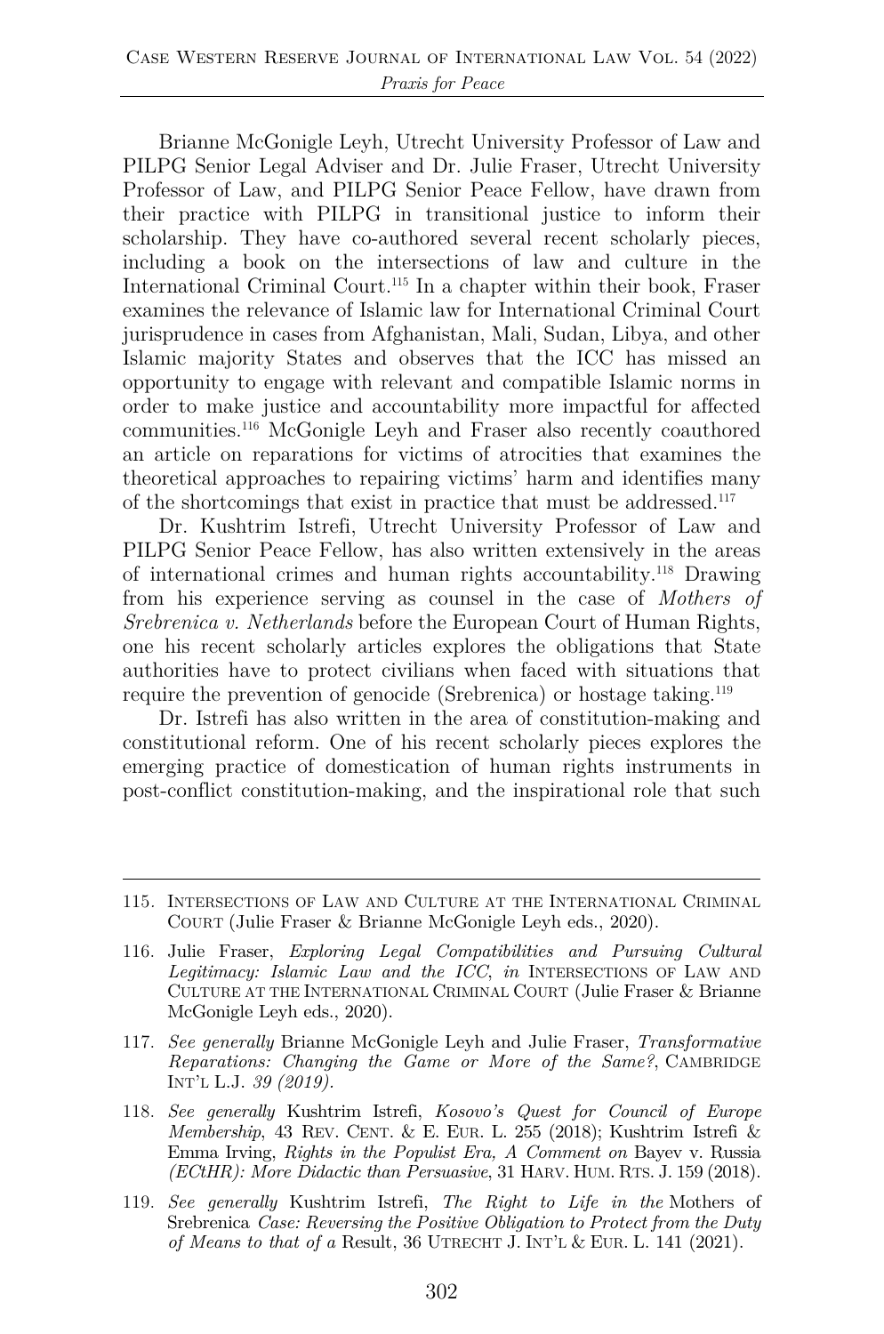Brianne McGonigle Leyh, Utrecht University Professor of Law and PILPG Senior Legal Adviser and Dr. Julie Fraser, Utrecht University Professor of Law, and PILPG Senior Peace Fellow, have drawn from their practice with PILPG in transitional justice to inform their scholarship. They have co-authored several recent scholarly pieces, including a book on the intersections of law and culture in the International Criminal Court.[115] In a chapter within their book, Fraser examines the relevance of Islamic law for International Criminal Court jurisprudence in cases from Afghanistan, Mali, Sudan, Libya, and other Islamic majority States and observes that the ICC has missed an opportunity to engage with relevant and compatible Islamic norms in order to make justice and accountability more impactful for affected communities.[116] McGonigle Leyh and Fraser also recently coauthored an article on reparations for victims of atrocities that examines the theoretical approaches to repairing victims' harm and identifies many of the shortcomings that exist in practice that must be addressed.[117]

Dr. Kushtrim Istrefi, Utrecht University Professor of Law and PILPG Senior Peace Fellow, has also written extensively in the areas of international crimes and human rights accountability.[118] Drawing from his experience serving as counsel in the case of *Mothers of Srebrenica v. Netherlands* before the European Court of Human Rights, one his recent scholarly articles explores the obligations that State authorities have to protect civilians when faced with situations that require the prevention of genocide (Srebrenica) or hostage taking.[119]

Dr. Istrefi has also written in the area of constitution-making and constitutional reform. One of his recent scholarly pieces explores the emerging practice of domestication of human rights instruments in post-conflict constitution-making, and the inspirational role that such

---

115. INTERSECTIONS OF LAW AND CULTURE AT THE INTERNATIONAL CRIMINAL COURT (Julie Fraser & Brianne McGonigle Leyh eds., 2020).

116. Julie Fraser, *Exploring Legal Compatibilities and Pursuing Cultural Legitimacy: Islamic Law and the ICC*, *in* INTERSECTIONS OF LAW AND CULTURE AT THE INTERNATIONAL CRIMINAL COURT (Julie Fraser & Brianne McGonigle Leyh eds., 2020).

117. *See generally* Brianne McGonigle Leyh and Julie Fraser, *Transformative Reparations: Changing the Game or More of the Same?*, CAMBRIDGE INT'L L.J. *39 (2019)*.

118. *See generally* Kushtrim Istrefi, *Kosovo's Quest for Council of Europe Membership*, 43 REV. CENT. & E. EUR. L. 255 (2018); Kushtrim Istrefi & Emma Irving, *Rights in the Populist Era, A Comment on* Bayev v. Russia *(ECtHR): More Didactic than Persuasive*, 31 HARV. HUM. RTS. J. 159 (2018).

119. *See generally* Kushtrim Istrefi, *The Right to Life in the* Mothers of Srebrenica *Case: Reversing the Positive Obligation to Protect from the Duty of Means to that of a* Result, 36 UTRECHT J. INT'L & EUR. L. 141 (2021).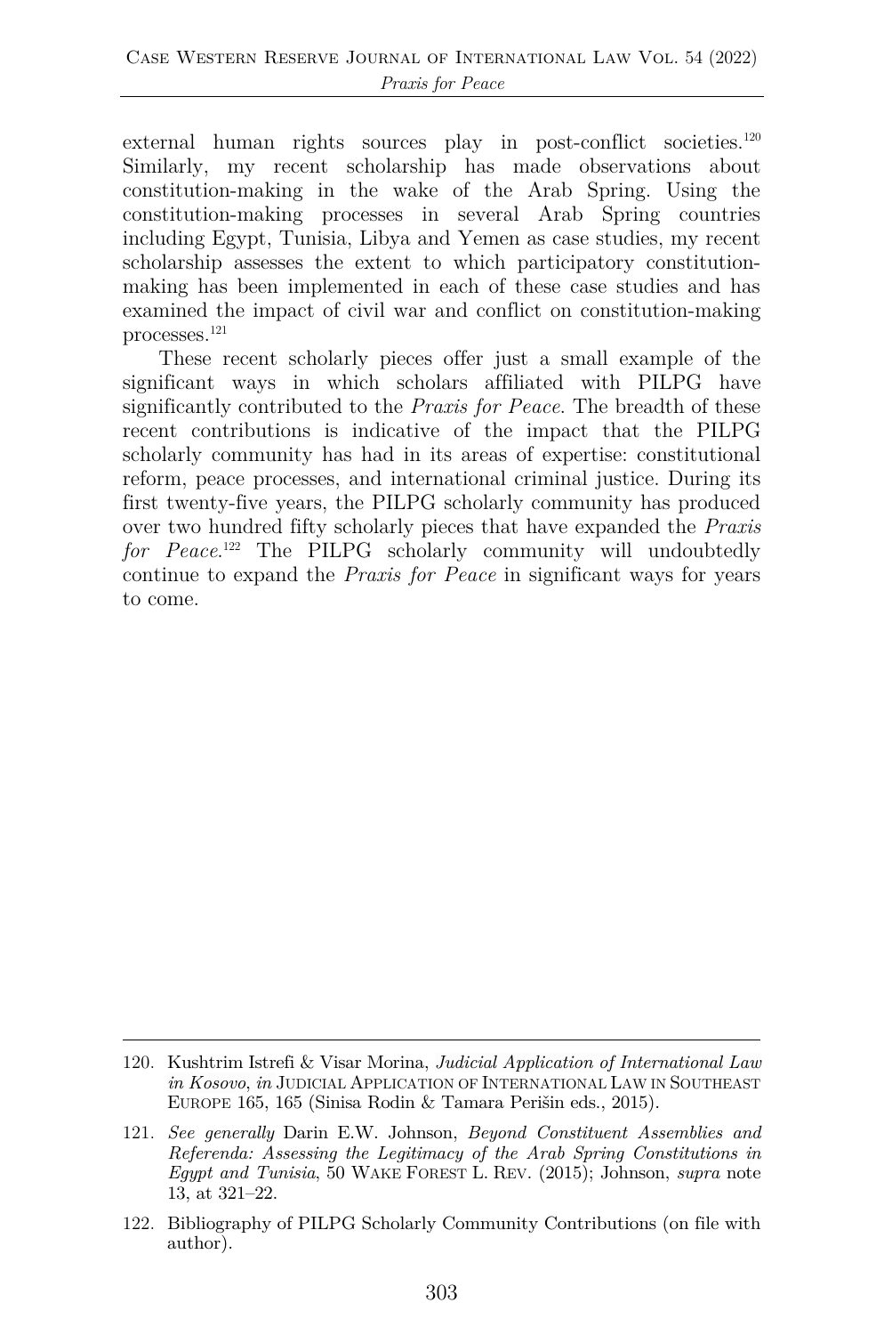external human rights sources play in post-conflict societies.[120] Similarly, my recent scholarship has made observations about constitution-making in the wake of the Arab Spring. Using the constitution-making processes in several Arab Spring countries including Egypt, Tunisia, Libya and Yemen as case studies, my recent scholarship assesses the extent to which participatory constitution-making has been implemented in each of these case studies and has examined the impact of civil war and conflict on constitution-making processes.[121]

These recent scholarly pieces offer just a small example of the significant ways in which scholars affiliated with PILPG have significantly contributed to the *Praxis for Peace*. The breadth of these recent contributions is indicative of the impact that the PILPG scholarly community has had in its areas of expertise: constitutional reform, peace processes, and international criminal justice. During its first twenty-five years, the PILPG scholarly community has produced over two hundred fifty scholarly pieces that have expanded the *Praxis for Peace*.[122] The PILPG scholarly community will undoubtedly continue to expand the *Praxis for Peace* in significant ways for years to come.

---

120. Kushtrim Istrefi & Visar Morina, *Judicial Application of International Law in Kosovo*, *in* JUDICIAL APPLICATION OF INTERNATIONAL LAW IN SOUTHEAST EUROPE 165, 165 (Sinisa Rodin & Tamara Perišin eds., 2015).

121. *See generally* Darin E.W. Johnson, *Beyond Constituent Assemblies and Referenda: Assessing the Legitimacy of the Arab Spring Constitutions in Egypt and Tunisia*, 50 WAKE FOREST L. REV. (2015); Johnson, *supra* note 13, at 321–22.

122. Bibliography of PILPG Scholarly Community Contributions (on file with author).